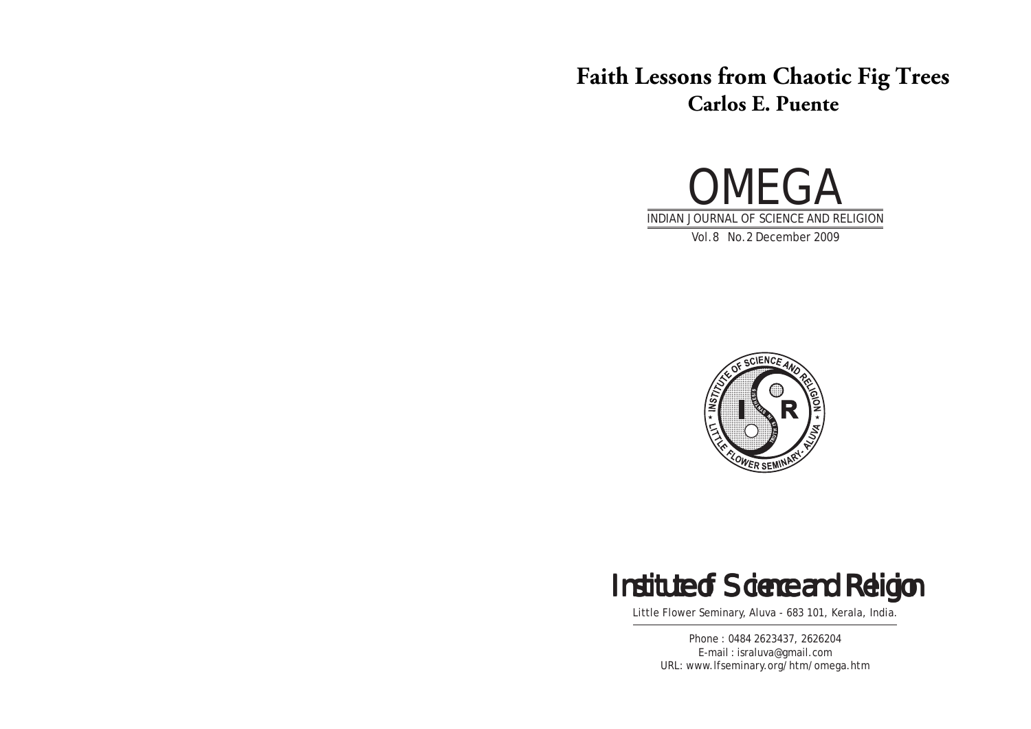# Faith Lessons from Chaotic Fig Trees

## Carlos E. Puente

OMEGA

INDIAN JOURNAL OF SCIENCE AND RELIGION

Vol.8 No.2 December 2009

Institute of Science and Religion

Little Flower Seminary, Aluva - 683 101, Kerala, India.

Phone : 0484 2623437, 2626204
E-mail : israluva@gmail.com
URL: www.lfseminary.org/htm/omega.htm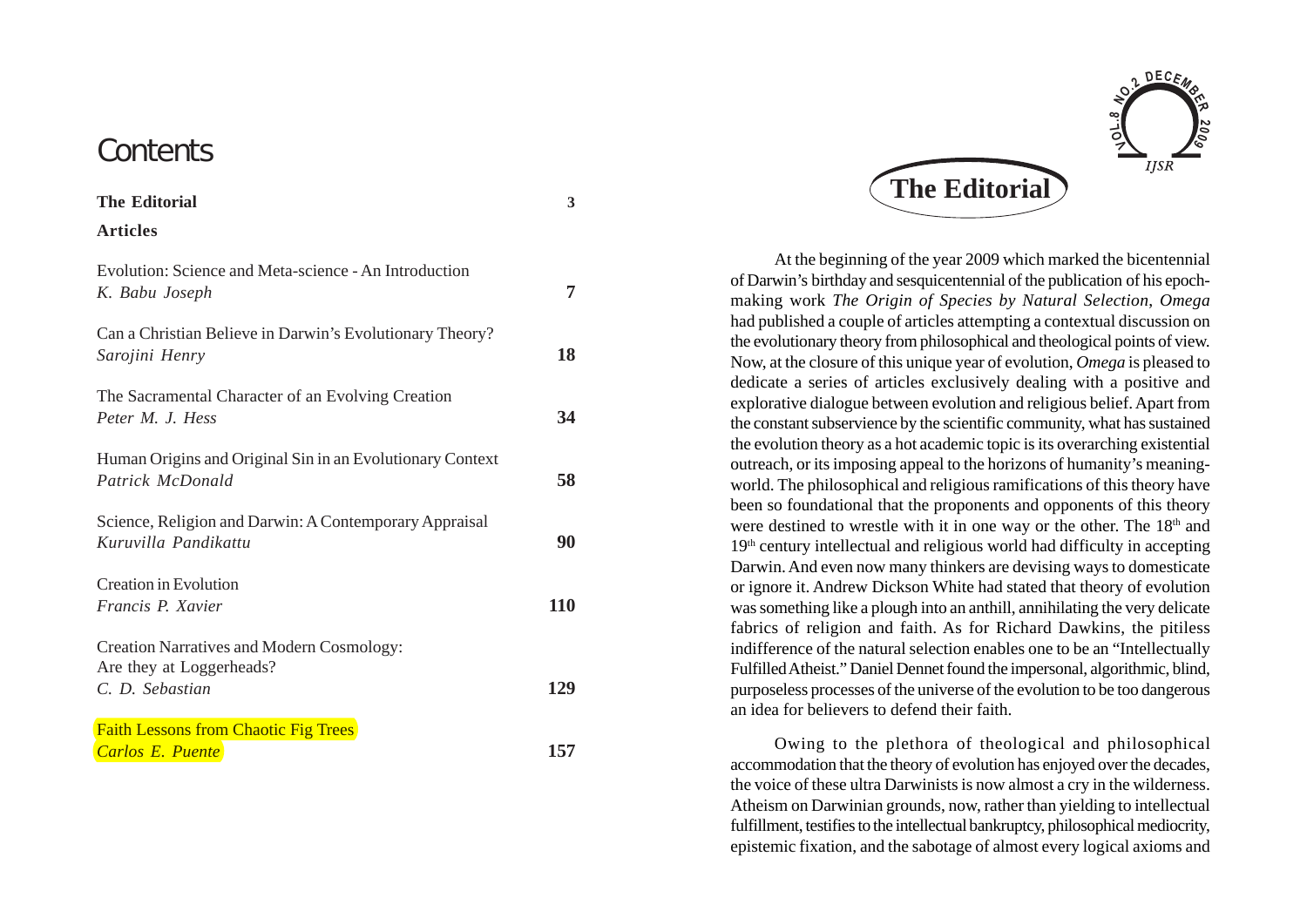# Contents

**The Editorial** 3

**Articles**

Evolution: Science and Meta-science - An Introduction
*K. Babu Joseph* 7

Can a Christian Believe in Darwin's Evolutionary Theory?
*Sarojini Henry* 18

The Sacramental Character of an Evolving Creation
*Peter M. J. Hess* 34

Human Origins and Original Sin in an Evolutionary Context
*Patrick McDonald* 58

Science, Religion and Darwin: A Contemporary Appraisal
*Kuruvilla Pandikattu* 90

Creation in Evolution
*Francis P. Xavier* 110

Creation Narratives and Modern Cosmology:
Are they at Loggerheads?
*C. D. Sebastian* 129

Faith Lessons from Chaotic Fig Trees
*Carlos E. Puente* 157

# The Editorial

At the beginning of the year 2009 which marked the bicentennial of Darwin's birthday and sesquicentennial of the publication of his epoch-making work *The Origin of Species by Natural Selection*, *Omega* had published a couple of articles attempting a contextual discussion on the evolutionary theory from philosophical and theological points of view. Now, at the closure of this unique year of evolution, *Omega* is pleased to dedicate a series of articles exclusively dealing with a positive and explorative dialogue between evolution and religious belief. Apart from the constant subservience by the scientific community, what has sustained the evolution theory as a hot academic topic is its overarching existential outreach, or its imposing appeal to the horizons of humanity's meaning-world. The philosophical and religious ramifications of this theory have been so foundational that the proponents and opponents of this theory were destined to wrestle with it in one way or the other. The 18th and 19th century intellectual and religious world had difficulty in accepting Darwin. And even now many thinkers are devising ways to domesticate or ignore it. Andrew Dickson White had stated that theory of evolution was something like a plough into an anthill, annihilating the very delicate fabrics of religion and faith. As for Richard Dawkins, the pitiless indifference of the natural selection enables one to be an "Intellectually Fulfilled Atheist." Daniel Dennet found the impersonal, algorithmic, blind, purposeless processes of the universe of the evolution to be too dangerous an idea for believers to defend their faith.

Owing to the plethora of theological and philosophical accommodation that the theory of evolution has enjoyed over the decades, the voice of these ultra Darwinists is now almost a cry in the wilderness. Atheism on Darwinian grounds, now, rather than yielding to intellectual fulfillment, testifies to the intellectual bankruptcy, philosophical mediocrity, epistemic fixation, and the sabotage of almost every logical axioms and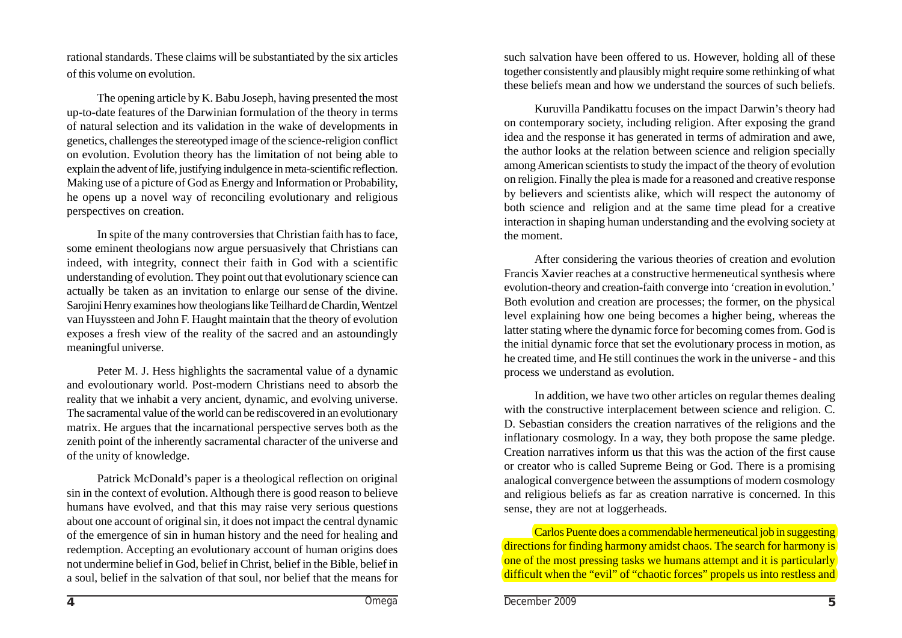rational standards. These claims will be substantiated by the six articles of this volume on evolution.

The opening article by K. Babu Joseph, having presented the most up-to-date features of the Darwinian formulation of the theory in terms of natural selection and its validation in the wake of developments in genetics, challenges the stereotyped image of the science-religion conflict on evolution. Evolution theory has the limitation of not being able to explain the advent of life, justifying indulgence in meta-scientific reflection. Making use of a picture of God as Energy and Information or Probability, he opens up a novel way of reconciling evolutionary and religious perspectives on creation.

In spite of the many controversies that Christian faith has to face, some eminent theologians now argue persuasively that Christians can indeed, with integrity, connect their faith in God with a scientific understanding of evolution. They point out that evolutionary science can actually be taken as an invitation to enlarge our sense of the divine. Sarojini Henry examines how theologians like Teilhard de Chardin, Wentzel van Huyssteen and John F. Haught maintain that the theory of evolution exposes a fresh view of the reality of the sacred and an astoundingly meaningful universe.

Peter M. J. Hess highlights the sacramental value of a dynamic and evoloutionary world. Post-modern Christians need to absorb the reality that we inhabit a very ancient, dynamic, and evolving universe. The sacramental value of the world can be rediscovered in an evolutionary matrix. He argues that the incarnational perspective serves both as the zenith point of the inherently sacramental character of the universe and of the unity of knowledge.

Patrick McDonald's paper is a theological reflection on original sin in the context of evolution. Although there is good reason to believe humans have evolved, and that this may raise very serious questions about one account of original sin, it does not impact the central dynamic of the emergence of sin in human history and the need for healing and redemption. Accepting an evolutionary account of human origins does not undermine belief in God, belief in Christ, belief in the Bible, belief in a soul, belief in the salvation of that soul, nor belief that the means for such salvation have been offered to us. However, holding all of these together consistently and plausibly might require some rethinking of what these beliefs mean and how we understand the sources of such beliefs.

Kuruvilla Pandikattu focuses on the impact Darwin's theory had on contemporary society, including religion. After exposing the grand idea and the response it has generated in terms of admiration and awe, the author looks at the relation between science and religion specially among American scientists to study the impact of the theory of evolution on religion. Finally the plea is made for a reasoned and creative response by believers and scientists alike, which will respect the autonomy of both science and religion and at the same time plead for a creative interaction in shaping human understanding and the evolving society at the moment.

After considering the various theories of creation and evolution Francis Xavier reaches at a constructive hermeneutical synthesis where evolution-theory and creation-faith converge into 'creation in evolution.' Both evolution and creation are processes; the former, on the physical level explaining how one being becomes a higher being, whereas the latter stating where the dynamic force for becoming comes from. God is the initial dynamic force that set the evolutionary process in motion, as he created time, and He still continues the work in the universe - and this process we understand as evolution.

In addition, we have two other articles on regular themes dealing with the constructive interplacement between science and religion. C. D. Sebastian considers the creation narratives of the religions and the inflationary cosmology. In a way, they both propose the same pledge. Creation narratives inform us that this was the action of the first cause or creator who is called Supreme Being or God. There is a promising analogical convergence between the assumptions of modern cosmology and religious beliefs as far as creation narrative is concerned. In this sense, they are not at loggerheads.

Carlos Puente does a commendable hermeneutical job in suggesting directions for finding harmony amidst chaos. The search for harmony is one of the most pressing tasks we humans attempt and it is particularly difficult when the "evil" of "chaotic forces" propels us into restless and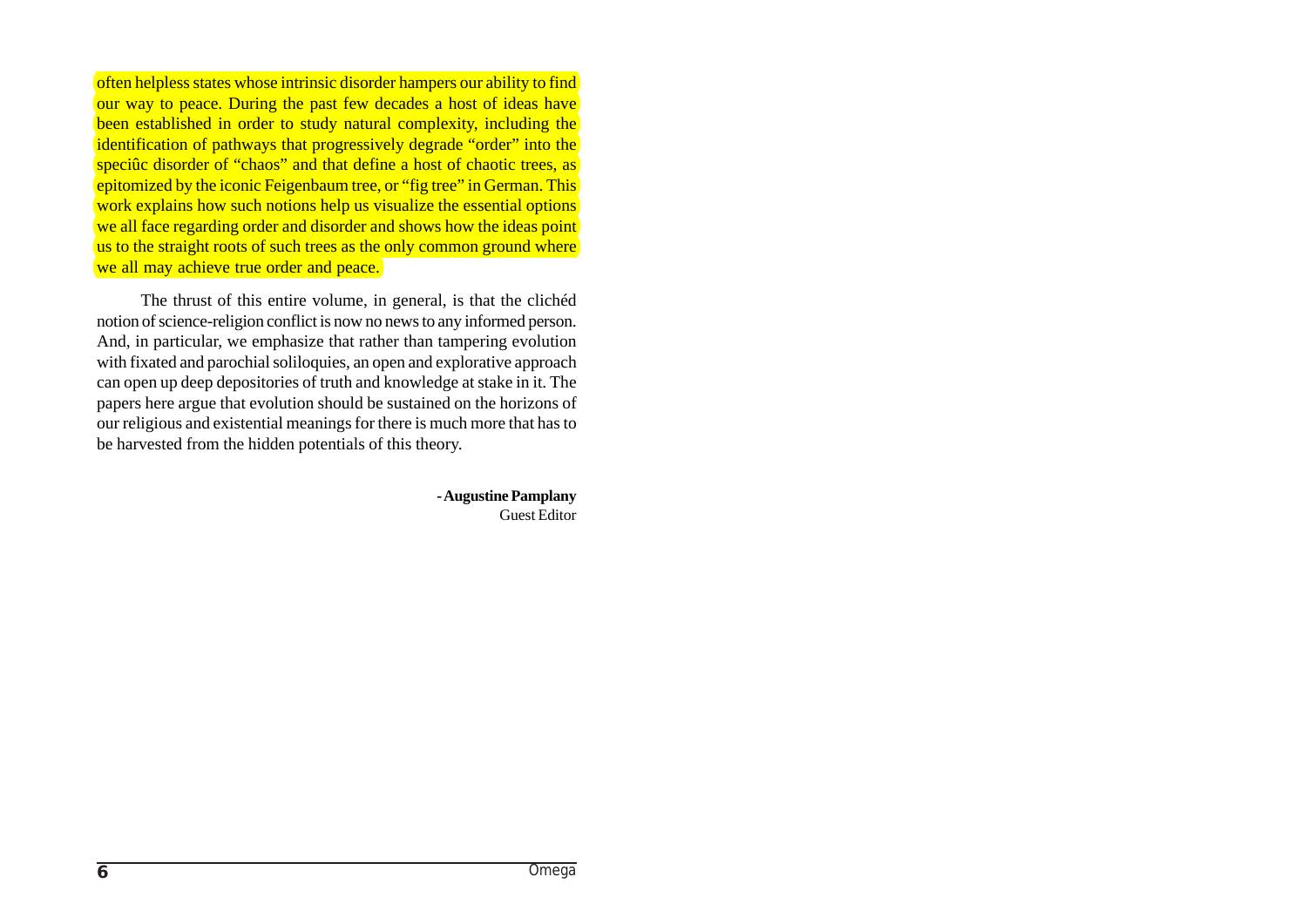often helpless states whose intrinsic disorder hampers our ability to find our way to peace. During the past few decades a host of ideas have been established in order to study natural complexity, including the identification of pathways that progressively degrade "order" into the speciûc disorder of "chaos" and that define a host of chaotic trees, as epitomized by the iconic Feigenbaum tree, or "fig tree" in German. This work explains how such notions help us visualize the essential options we all face regarding order and disorder and shows how the ideas point us to the straight roots of such trees as the only common ground where we all may achieve true order and peace.

The thrust of this entire volume, in general, is that the clichéd notion of science-religion conflict is now no news to any informed person. And, in particular, we emphasize that rather than tampering evolution with fixated and parochial soliloquies, an open and explorative approach can open up deep depositories of truth and knowledge at stake in it. The papers here argue that evolution should be sustained on the horizons of our religious and existential meanings for there is much more that has to be harvested from the hidden potentials of this theory.

**- Augustine Pamplany**
Guest Editor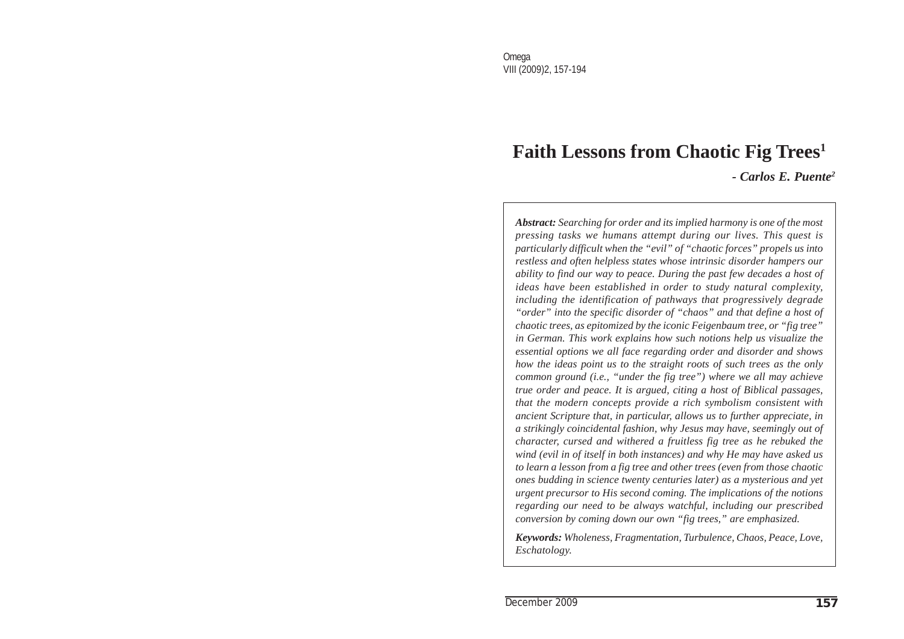# Faith Lessons from Chaotic Fig Trees[1]

*- Carlos E. Puente[2]*

***Abstract:*** *Searching for order and its implied harmony is one of the most pressing tasks we humans attempt during our lives. This quest is particularly difficult when the "evil" of "chaotic forces" propels us into restless and often helpless states whose intrinsic disorder hampers our ability to find our way to peace. During the past few decades a host of ideas have been established in order to study natural complexity, including the identification of pathways that progressively degrade "order" into the specific disorder of "chaos" and that define a host of chaotic trees, as epitomized by the iconic Feigenbaum tree, or "fig tree" in German. This work explains how such notions help us visualize the essential options we all face regarding order and disorder and shows how the ideas point us to the straight roots of such trees as the only common ground (i.e., "under the fig tree") where we all may achieve true order and peace. It is argued, citing a host of Biblical passages, that the modern concepts provide a rich symbolism consistent with ancient Scripture that, in particular, allows us to further appreciate, in a strikingly coincidental fashion, why Jesus may have, seemingly out of character, cursed and withered a fruitless fig tree as he rebuked the wind (evil in of itself in both instances) and why He may have asked us to learn a lesson from a fig tree and other trees (even from those chaotic ones budding in science twenty centuries later) as a mysterious and yet urgent precursor to His second coming. The implications of the notions regarding our need to be always watchful, including our prescribed conversion by coming down our own "fig trees," are emphasized.*

***Keywords:*** *Wholeness, Fragmentation, Turbulence, Chaos, Peace, Love, Eschatology.*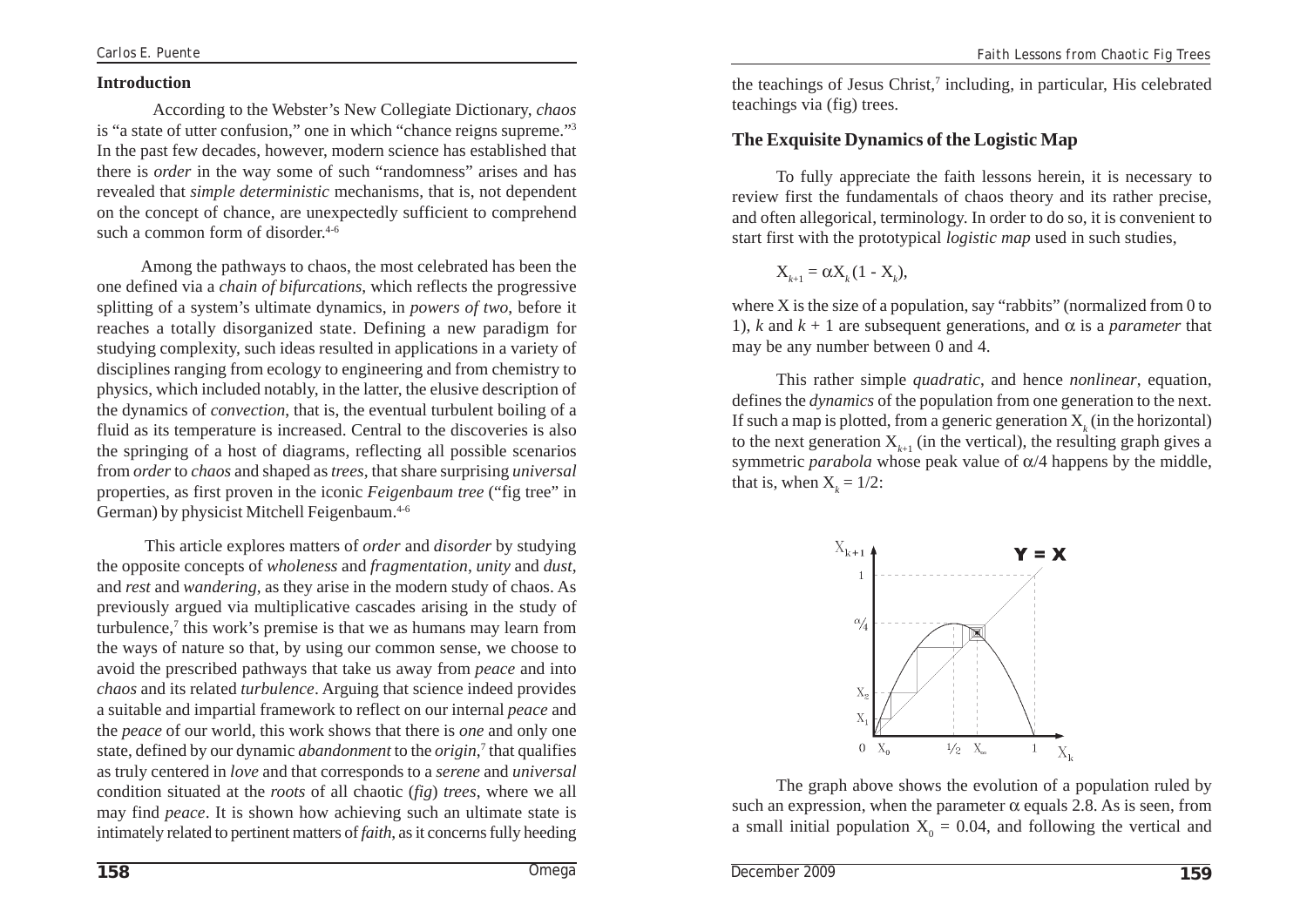## Introduction

According to the Webster's New Collegiate Dictionary, *chaos* is "a state of utter confusion," one in which "chance reigns supreme."[3] In the past few decades, however, modern science has established that there is *order* in the way some of such "randomness" arises and has revealed that *simple deterministic* mechanisms, that is, not dependent on the concept of chance, are unexpectedly sufficient to comprehend such a common form of disorder.[4-6]

Among the pathways to chaos, the most celebrated has been the one defined via a *chain of bifurcations*, which reflects the progressive splitting of a system's ultimate dynamics, in *powers of two*, before it reaches a totally disorganized state. Defining a new paradigm for studying complexity, such ideas resulted in applications in a variety of disciplines ranging from ecology to engineering and from chemistry to physics, which included notably, in the latter, the elusive description of the dynamics of *convection*, that is, the eventual turbulent boiling of a fluid as its temperature is increased. Central to the discoveries is also the springing of a host of diagrams, reflecting all possible scenarios from *order* to *chaos* and shaped as *trees*, that share surprising *universal* properties, as first proven in the iconic *Feigenbaum tree* ("fig tree" in German) by physicist Mitchell Feigenbaum.[4-6]

This article explores matters of *order* and *disorder* by studying the opposite concepts of *wholeness* and *fragmentation*, *unity* and *dust*, and *rest* and *wandering*, as they arise in the modern study of chaos. As previously argued via multiplicative cascades arising in the study of turbulence,[7] this work's premise is that we as humans may learn from the ways of nature so that, by using our common sense, we choose to avoid the prescribed pathways that take us away from *peace* and into *chaos* and its related *turbulence*. Arguing that science indeed provides a suitable and impartial framework to reflect on our internal *peace* and the *peace* of our world, this work shows that there is *one* and only one state, defined by our dynamic *abandonment* to the *origin*,[7] that qualifies as truly centered in *love* and that corresponds to a *serene* and *universal* condition situated at the *roots* of all chaotic (*fig*) *trees*, where we all may find *peace*. It is shown how achieving such an ultimate state is intimately related to pertinent matters of *faith*, as it concerns fully heeding the teachings of Jesus Christ,[7] including, in particular, His celebrated teachings via (fig) trees.

## The Exquisite Dynamics of the Logistic Map

To fully appreciate the faith lessons herein, it is necessary to review first the fundamentals of chaos theory and its rather precise, and often allegorical, terminology. In order to do so, it is convenient to start first with the prototypical *logistic map* used in such studies,

$$X_{k+1} = \alpha X_k (1 - X_k),$$

where X is the size of a population, say "rabbits" (normalized from 0 to 1), $k$ and $k + 1$ are subsequent generations, and $\alpha$ is a *parameter* that may be any number between 0 and 4.

This rather simple *quadratic*, and hence *nonlinear*, equation, defines the *dynamics* of the population from one generation to the next. If such a map is plotted, from a generic generation $X_k$ (in the horizontal) to the next generation $X_{k+1}$ (in the vertical), the resulting graph gives a symmetric *parabola* whose peak value of $\alpha/4$ happens by the middle, that is, when $X_k = 1/2$:

The graph above shows the evolution of a population ruled by such an expression, when the parameter $\alpha$ equals 2.8. As is seen, from a small initial population $X_0 = 0.04$, and following the vertical and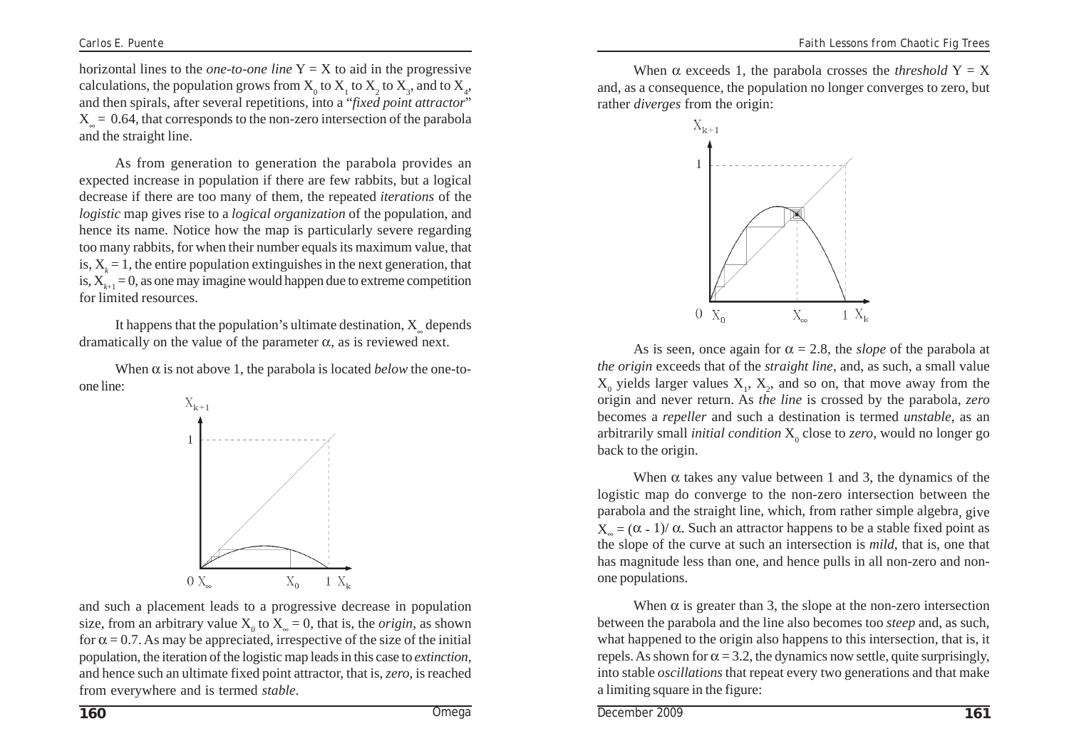horizontal lines to the *one-to-one line* Y = X to aid in the progressive calculations, the population grows from $X_0$ to $X_1$ to $X_2$ to $X_3$, and to $X_4$, and then spirals, after several repetitions, into a "*fixed point attractor*" $X_\infty = 0.64$, that corresponds to the non-zero intersection of the parabola and the straight line.

As from generation to generation the parabola provides an expected increase in population if there are few rabbits, but a logical decrease if there are too many of them, the repeated *iterations* of the *logistic* map gives rise to a *logical organization* of the population, and hence its name. Notice how the map is particularly severe regarding too many rabbits, for when their number equals its maximum value, that is, $X_k = 1$, the entire population extinguishes in the next generation, that is, $X_{k+1} = 0$, as one may imagine would happen due to extreme competition for limited resources.

It happens that the population's ultimate destination, $X_\infty$ depends dramatically on the value of the parameter $\alpha$, as is reviewed next.

When $\alpha$ is not above 1, the parabola is located *below* the one-to-one line:

and such a placement leads to a progressive decrease in population size, from an arbitrary value $X_0$ to $X_\infty = 0$, that is, the *origin*, as shown for $\alpha = 0.7$. As may be appreciated, irrespective of the size of the initial population, the iteration of the logistic map leads in this case to *extinction*, and hence such an ultimate fixed point attractor, that is, *zero*, is reached from everywhere and is termed *stable*.

When $\alpha$ exceeds 1, the parabola crosses the *threshold* Y = X and, as a consequence, the population no longer converges to zero, but rather *diverges* from the origin:

As is seen, once again for $\alpha = 2.8$, the *slope* of the parabola at *the origin* exceeds that of the *straight line*, and, as such, a small value $X_0$ yields larger values $X_1$, $X_2$, and so on, that move away from the origin and never return. As *the line* is crossed by the parabola, *zero* becomes a *repeller* and such a destination is termed *unstable*, as an arbitrarily small *initial condition* $X_0$ close to *zero*, would no longer go back to the origin.

When $\alpha$ takes any value between 1 and 3, the dynamics of the logistic map do converge to the non-zero intersection between the parabola and the straight line, which, from rather simple algebra, give $X_\infty = (\alpha - 1)/\alpha$. Such an attractor happens to be a stable fixed point as the slope of the curve at such an intersection is *mild*, that is, one that has magnitude less than one, and hence pulls in all non-zero and non-one populations.

When $\alpha$ is greater than 3, the slope at the non-zero intersection between the parabola and the line also becomes too *steep* and, as such, what happened to the origin also happens to this intersection, that is, it repels. As shown for $\alpha = 3.2$, the dynamics now settle, quite surprisingly, into stable *oscillations* that repeat every two generations and that make a limiting square in the figure: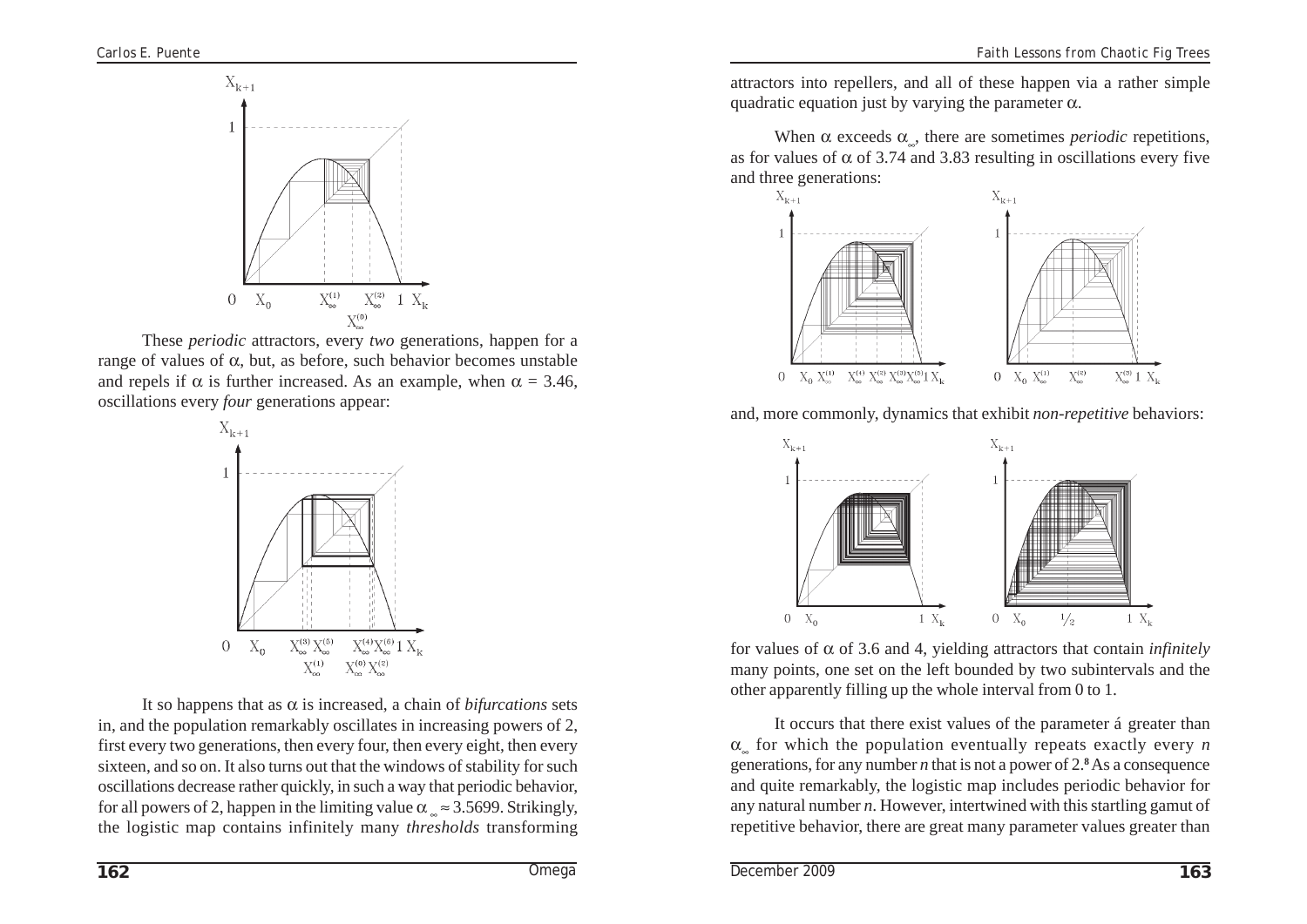These *periodic* attractors, every *two* generations, happen for a range of values of $\alpha$, but, as before, such behavior becomes unstable and repels if $\alpha$ is further increased. As an example, when $\alpha = 3.46$, oscillations every *four* generations appear:

It so happens that as $\alpha$ is increased, a chain of *bifurcations* sets in, and the population remarkably oscillates in increasing powers of 2, first every two generations, then every four, then every eight, then every sixteen, and so on. It also turns out that the windows of stability for such oscillations decrease rather quickly, in such a way that periodic behavior, for all powers of 2, happen in the limiting value $\alpha_\infty \approx 3.5699$. Strikingly, the logistic map contains infinitely many *thresholds* transforming attractors into repellers, and all of these happen via a rather simple quadratic equation just by varying the parameter $\alpha$.

When $\alpha$ exceeds $\alpha_\infty$, there are sometimes *periodic* repetitions, as for values of $\alpha$ of 3.74 and 3.83 resulting in oscillations every five and three generations:

and, more commonly, dynamics that exhibit *non-repetitive* behaviors:

for values of $\alpha$ of 3.6 and 4, yielding attractors that contain *infinitely* many points, one set on the left bounded by two subintervals and the other apparently filling up the whole interval from 0 to 1.

It occurs that there exist values of the parameter á greater than $\alpha_\infty$ for which the population eventually repeats exactly every *n* generations, for any number *n* that is not a power of 2.[8] As a consequence and quite remarkably, the logistic map includes periodic behavior for any natural number *n*. However, intertwined with this startling gamut of repetitive behavior, there are great many parameter values greater than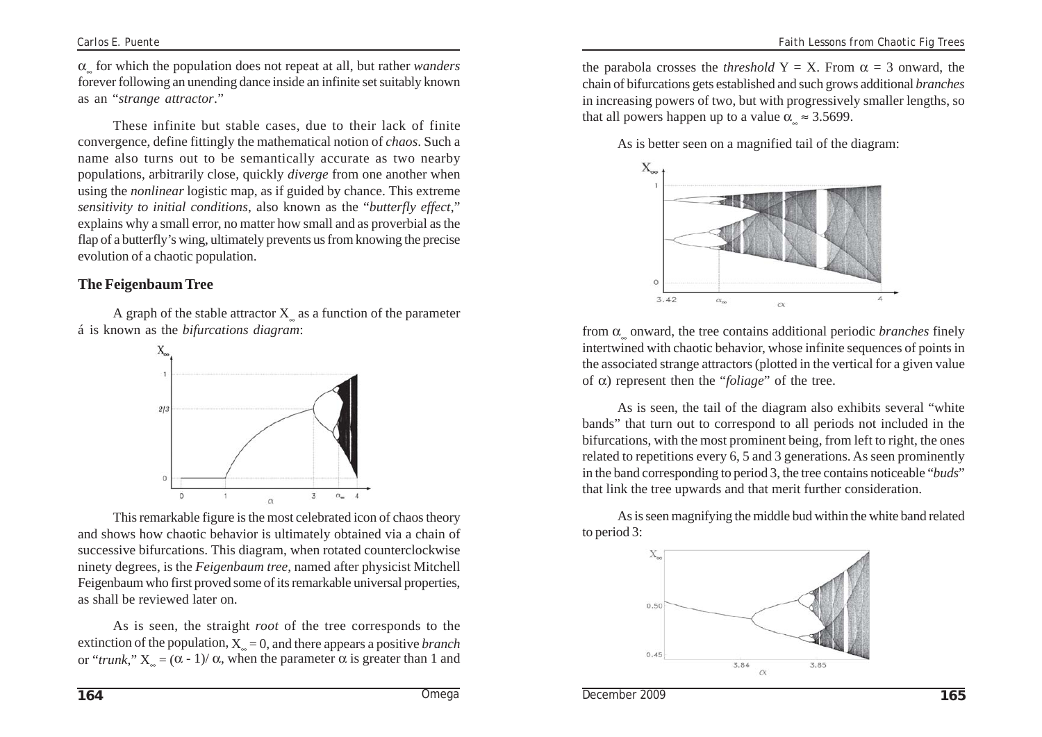$\alpha_\infty$ for which the population does not repeat at all, but rather *wanders* forever following an unending dance inside an infinite set suitably known as an "*strange attractor*."

These infinite but stable cases, due to their lack of finite convergence, define fittingly the mathematical notion of *chaos*. Such a name also turns out to be semantically accurate as two nearby populations, arbitrarily close, quickly *diverge* from one another when using the *nonlinear* logistic map, as if guided by chance. This extreme *sensitivity to initial conditions*, also known as the "*butterfly effect*," explains why a small error, no matter how small and as proverbial as the flap of a butterfly's wing, ultimately prevents us from knowing the precise evolution of a chaotic population.

## The Feigenbaum Tree

A graph of the stable attractor $X_\infty$ as a function of the parameter á is known as the *bifurcations diagram*:

This remarkable figure is the most celebrated icon of chaos theory and shows how chaotic behavior is ultimately obtained via a chain of successive bifurcations. This diagram, when rotated counterclockwise ninety degrees, is the *Feigenbaum tree*, named after physicist Mitchell Feigenbaum who first proved some of its remarkable universal properties, as shall be reviewed later on.

As is seen, the straight *root* of the tree corresponds to the extinction of the population, $X_\infty = 0$, and there appears a positive *branch* or "*trunk*," $X_\infty = (\alpha - 1)/\alpha$, when the parameter $\alpha$ is greater than 1 and the parabola crosses the *threshold* Y = X. From $\alpha = 3$ onward, the chain of bifurcations gets established and such grows additional *branches* in increasing powers of two, but with progressively smaller lengths, so that all powers happen up to a value $\alpha_\infty \approx 3.5699$.

As is better seen on a magnified tail of the diagram:

from $\alpha_\infty$ onward, the tree contains additional periodic *branches* finely intertwined with chaotic behavior, whose infinite sequences of points in the associated strange attractors (plotted in the vertical for a given value of $\alpha$) represent then the "*foliage*" of the tree.

As is seen, the tail of the diagram also exhibits several "white bands" that turn out to correspond to all periods not included in the bifurcations, with the most prominent being, from left to right, the ones related to repetitions every 6, 5 and 3 generations. As seen prominently in the band corresponding to period 3, the tree contains noticeable "*buds*" that link the tree upwards and that merit further consideration.

As is seen magnifying the middle bud within the white band related to period 3: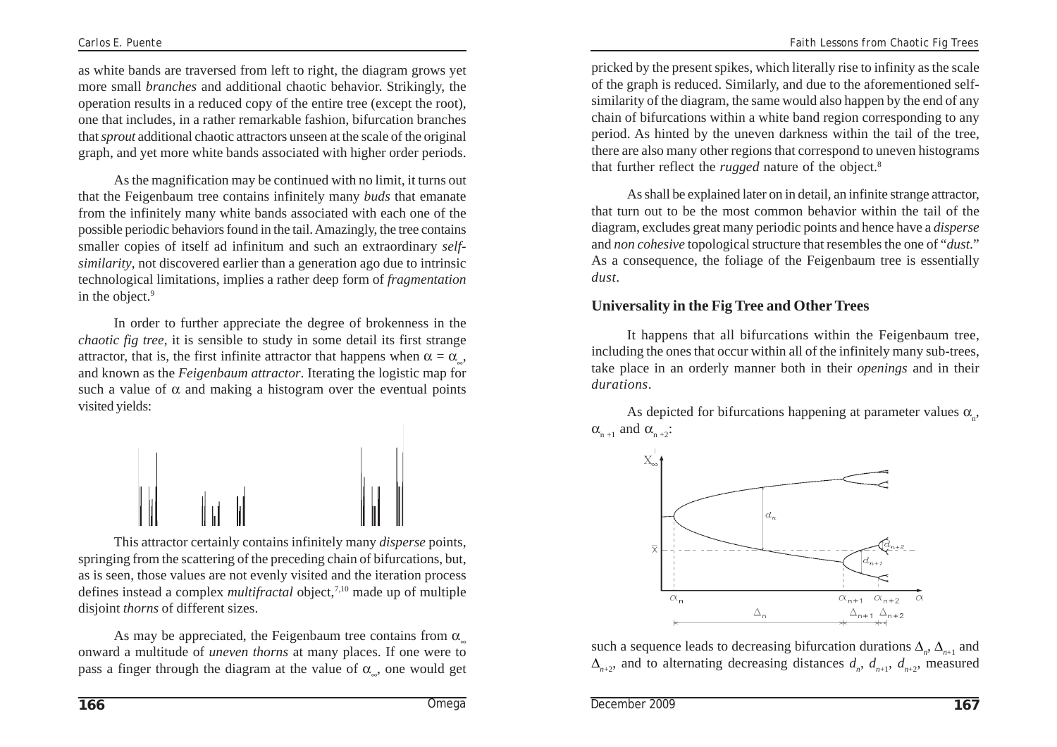as white bands are traversed from left to right, the diagram grows yet more small *branches* and additional chaotic behavior. Strikingly, the operation results in a reduced copy of the entire tree (except the root), one that includes, in a rather remarkable fashion, bifurcation branches that *sprout* additional chaotic attractors unseen at the scale of the original graph, and yet more white bands associated with higher order periods.

As the magnification may be continued with no limit, it turns out that the Feigenbaum tree contains infinitely many *buds* that emanate from the infinitely many white bands associated with each one of the possible periodic behaviors found in the tail. Amazingly, the tree contains smaller copies of itself ad infinitum and such an extraordinary *self-similarity*, not discovered earlier than a generation ago due to intrinsic technological limitations, implies a rather deep form of *fragmentation* in the object.[9]

In order to further appreciate the degree of brokenness in the *chaotic fig tree*, it is sensible to study in some detail its first strange attractor, that is, the first infinite attractor that happens when $\alpha = \alpha_\infty$, and known as the *Feigenbaum attractor*. Iterating the logistic map for such a value of $\alpha$ and making a histogram over the eventual points visited yields:

This attractor certainly contains infinitely many *disperse* points, springing from the scattering of the preceding chain of bifurcations, but, as is seen, those values are not evenly visited and the iteration process defines instead a complex *multifractal* object,[7,10] made up of multiple disjoint *thorns* of different sizes.

As may be appreciated, the Feigenbaum tree contains from $\alpha_\infty$ onward a multitude of *uneven thorns* at many places. If one were to pass a finger through the diagram at the value of $\alpha_\infty$, one would get pricked by the present spikes, which literally rise to infinity as the scale of the graph is reduced. Similarly, and due to the aforementioned self-similarity of the diagram, the same would also happen by the end of any chain of bifurcations within a white band region corresponding to any period. As hinted by the uneven darkness within the tail of the tree, there are also many other regions that correspond to uneven histograms that further reflect the *rugged* nature of the object.[8]

As shall be explained later on in detail, an infinite strange attractor, that turn out to be the most common behavior within the tail of the diagram, excludes great many periodic points and hence have a *disperse* and *non cohesive* topological structure that resembles the one of "*dust*." As a consequence, the foliage of the Feigenbaum tree is essentially *dust*.

## Universality in the Fig Tree and Other Trees

It happens that all bifurcations within the Feigenbaum tree, including the ones that occur within all of the infinitely many sub-trees, take place in an orderly manner both in their *openings* and in their *durations*.

As depicted for bifurcations happening at parameter values $\alpha_n$, $\alpha_{n+1}$ and $\alpha_{n+2}$:

such a sequence leads to decreasing bifurcation durations $\Delta_n$, $\Delta_{n+1}$ and $\Delta_{n+2}$, and to alternating decreasing distances $d_n$, $d_{n+1}$, $d_{n+2}$, measured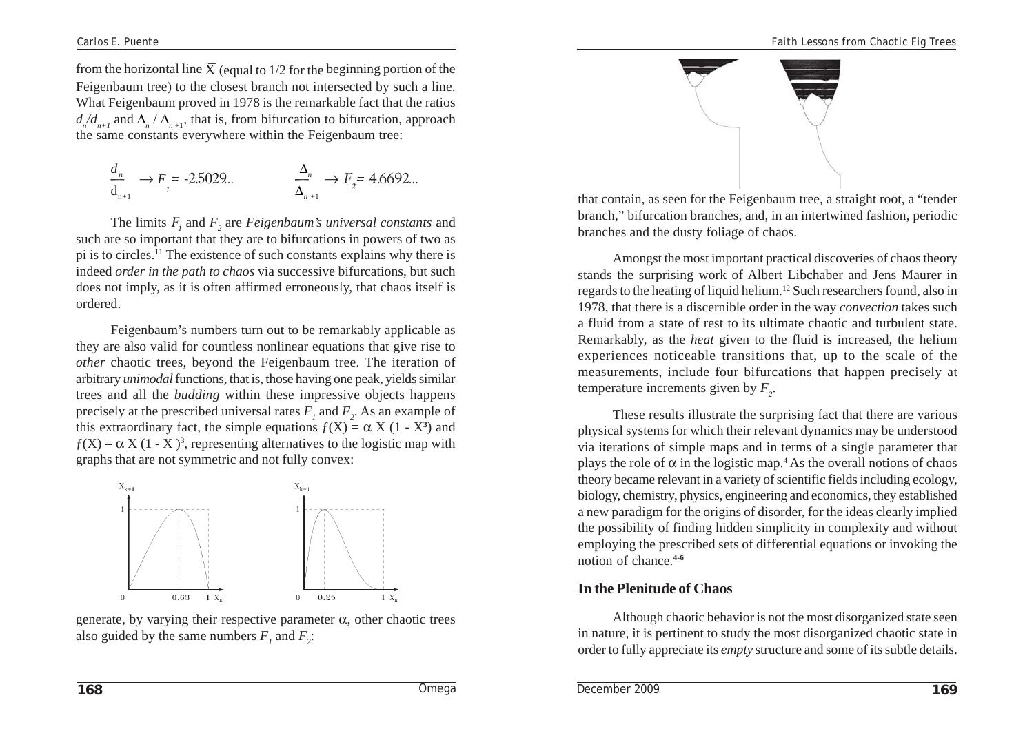from the horizontal line $\bar{X}$ (equal to 1/2 for the beginning portion of the Feigenbaum tree) to the closest branch not intersected by such a line. What Feigenbaum proved in 1978 is the remarkable fact that the ratios $d_n/d_{n+1}$ and $\Delta_n / \Delta_{n+1}$, that is, from bifurcation to bifurcation, approach the same constants everywhere within the Feigenbaum tree:

$$\frac{d_n}{d_{n+1}} \rightarrow F_1 = -2.5029... \qquad \frac{\Delta_n}{\Delta_{n+1}} \rightarrow F_2 = 4.6692...$$

The limits $F_1$ and $F_2$ are *Feigenbaum's universal constants* and such are so important that they are to bifurcations in powers of two as pi is to circles.[11] The existence of such constants explains why there is indeed *order in the path to chaos* via successive bifurcations, but such does not imply, as it is often affirmed erroneously, that chaos itself is ordered.

Feigenbaum's numbers turn out to be remarkably applicable as they are also valid for countless nonlinear equations that give rise to *other* chaotic trees, beyond the Feigenbaum tree. The iteration of arbitrary *unimodal* functions, that is, those having one peak, yields similar trees and all the *budding* within these impressive objects happens precisely at the prescribed universal rates $F_1$ and $F_2$. As an example of this extraordinary fact, the simple equations $f(X) = \alpha X (1 - X^3)$ and $f(X) = \alpha X (1 - X)^3$, representing alternatives to the logistic map with graphs that are not symmetric and not fully convex:

generate, by varying their respective parameter $\alpha$, other chaotic trees also guided by the same numbers $F_1$ and $F_2$:

that contain, as seen for the Feigenbaum tree, a straight root, a "tender branch," bifurcation branches, and, in an intertwined fashion, periodic branches and the dusty foliage of chaos.

Amongst the most important practical discoveries of chaos theory stands the surprising work of Albert Libchaber and Jens Maurer in regards to the heating of liquid helium.[12] Such researchers found, also in 1978, that there is a discernible order in the way *convection* takes such a fluid from a state of rest to its ultimate chaotic and turbulent state. Remarkably, as the *heat* given to the fluid is increased, the helium experiences noticeable transitions that, up to the scale of the measurements, include four bifurcations that happen precisely at temperature increments given by $F_2$.

These results illustrate the surprising fact that there are various physical systems for which their relevant dynamics may be understood via iterations of simple maps and in terms of a single parameter that plays the role of $\alpha$ in the logistic map.[4] As the overall notions of chaos theory became relevant in a variety of scientific fields including ecology, biology, chemistry, physics, engineering and economics, they established a new paradigm for the origins of disorder, for the ideas clearly implied the possibility of finding hidden simplicity in complexity and without employing the prescribed sets of differential equations or invoking the notion of chance.[4-6]

## In the Plenitude of Chaos

Although chaotic behavior is not the most disorganized state seen in nature, it is pertinent to study the most disorganized chaotic state in order to fully appreciate its *empty* structure and some of its subtle details.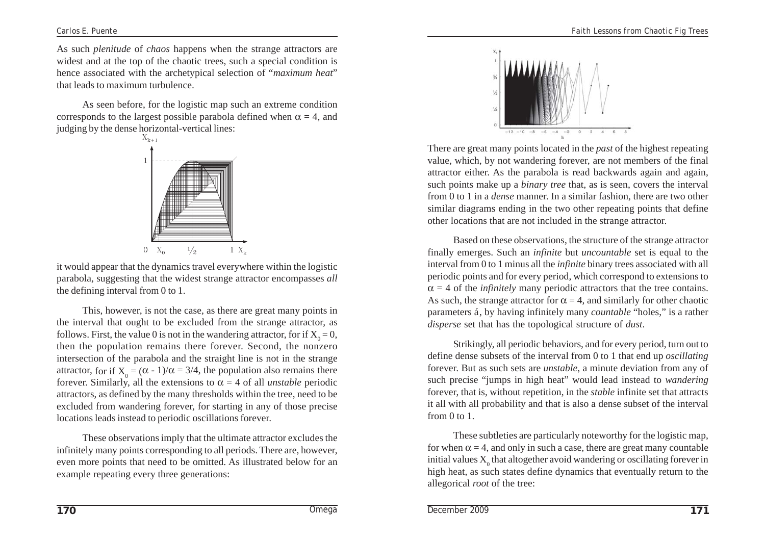As such *plenitude* of *chaos* happens when the strange attractors are widest and at the top of the chaotic trees, such a special condition is hence associated with the archetypical selection of "*maximum heat*" that leads to maximum turbulence.

As seen before, for the logistic map such an extreme condition corresponds to the largest possible parabola defined when $\alpha = 4$, and judging by the dense horizontal-vertical lines:

it would appear that the dynamics travel everywhere within the logistic parabola, suggesting that the widest strange attractor encompasses *all* the defining interval from 0 to 1.

This, however, is not the case, as there are great many points in the interval that ought to be excluded from the strange attractor, as follows. First, the value 0 is not in the wandering attractor, for if $X_0 = 0$, then the population remains there forever. Second, the nonzero intersection of the parabola and the straight line is not in the strange attractor, for if $X_0 = (\alpha - 1)/\alpha = 3/4$, the population also remains there forever. Similarly, all the extensions to $\alpha = 4$ of all *unstable* periodic attractors, as defined by the many thresholds within the tree, need to be excluded from wandering forever, for starting in any of those precise locations leads instead to periodic oscillations forever.

These observations imply that the ultimate attractor excludes the infinitely many points corresponding to all periods. There are, however, even more points that need to be omitted. As illustrated below for an example repeating every three generations:

There are great many points located in the *past* of the highest repeating value, which, by not wandering forever, are not members of the final attractor either. As the parabola is read backwards again and again, such points make up a *binary tree* that, as is seen, covers the interval from 0 to 1 in a *dense* manner. In a similar fashion, there are two other similar diagrams ending in the two other repeating points that define other locations that are not included in the strange attractor.

Based on these observations, the structure of the strange attractor finally emerges. Such an *infinite* but *uncountable* set is equal to the interval from 0 to 1 minus all the *infinite* binary trees associated with all periodic points and for every period, which correspond to extensions to $\alpha = 4$ of the *infinitely* many periodic attractors that the tree contains. As such, the strange attractor for $\alpha = 4$, and similarly for other chaotic parameters á, by having infinitely many *countable* "holes," is a rather *disperse* set that has the topological structure of *dust*.

Strikingly, all periodic behaviors, and for every period, turn out to define dense subsets of the interval from 0 to 1 that end up *oscillating* forever. But as such sets are *unstable*, a minute deviation from any of such precise "jumps in high heat" would lead instead to *wandering* forever, that is, without repetition, in the *stable* infinite set that attracts it all with all probability and that is also a dense subset of the interval from 0 to 1.

These subtleties are particularly noteworthy for the logistic map, for when $\alpha = 4$, and only in such a case, there are great many countable initial values $X_0$ that altogether avoid wandering or oscillating forever in high heat, as such states define dynamics that eventually return to the allegorical *root* of the tree: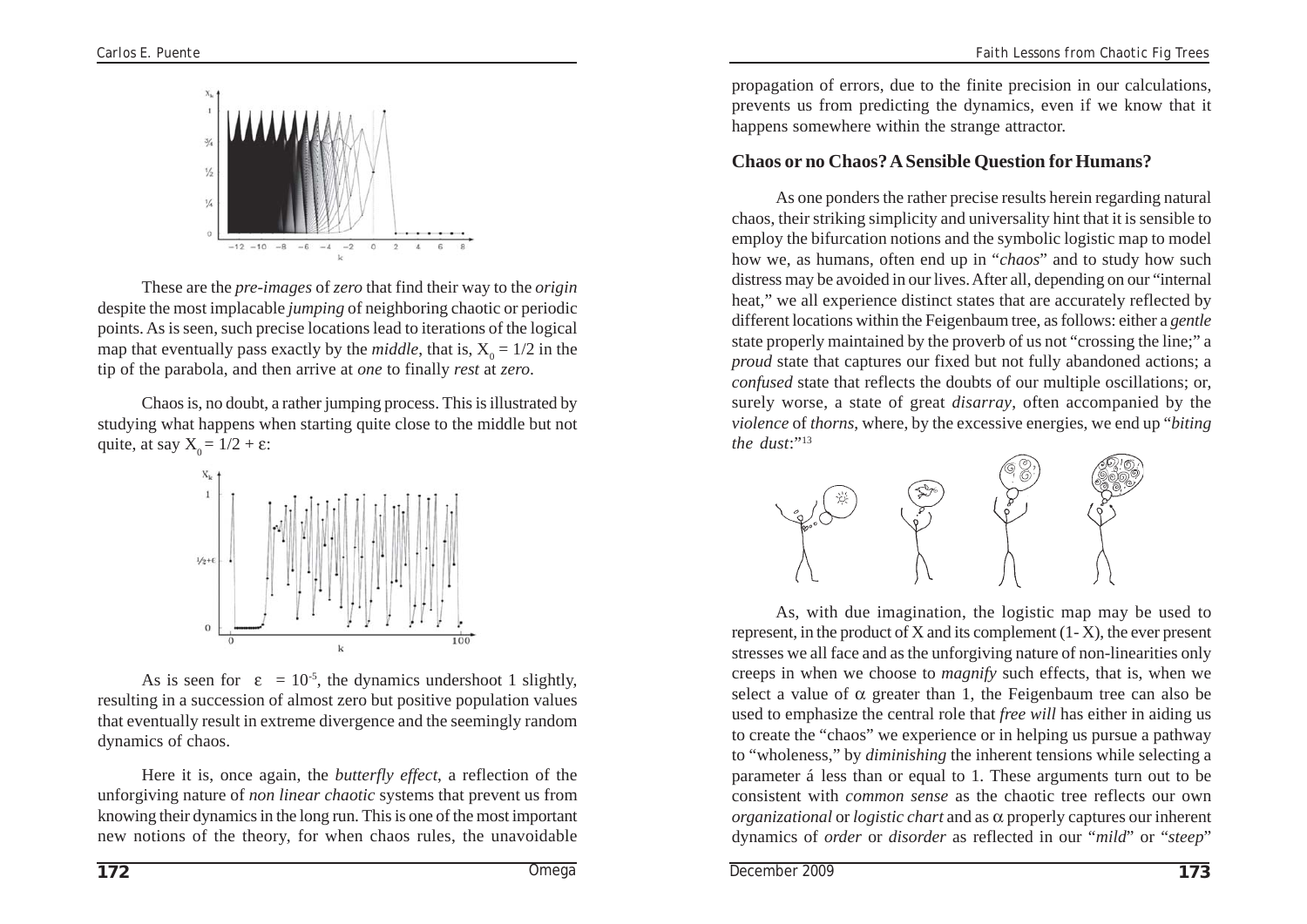These are the *pre-images* of *zero* that find their way to the *origin* despite the most implacable *jumping* of neighboring chaotic or periodic points. As is seen, such precise locations lead to iterations of the logical map that eventually pass exactly by the *middle*, that is, $X_0 = 1/2$ in the tip of the parabola, and then arrive at *one* to finally *rest* at *zero*.

Chaos is, no doubt, a rather jumping process. This is illustrated by studying what happens when starting quite close to the middle but not quite, at say $X_0 = 1/2 + \varepsilon$:

As is seen for $\varepsilon = 10^{-5}$, the dynamics undershoot 1 slightly, resulting in a succession of almost zero but positive population values that eventually result in extreme divergence and the seemingly random dynamics of chaos.

Here it is, once again, the *butterfly effect*, a reflection of the unforgiving nature of *non linear chaotic* systems that prevent us from knowing their dynamics in the long run. This is one of the most important new notions of the theory, for when chaos rules, the unavoidable propagation of errors, due to the finite precision in our calculations, prevents us from predicting the dynamics, even if we know that it happens somewhere within the strange attractor.

## Chaos or no Chaos? A Sensible Question for Humans?

As one ponders the rather precise results herein regarding natural chaos, their striking simplicity and universality hint that it is sensible to employ the bifurcation notions and the symbolic logistic map to model how we, as humans, often end up in "*chaos*" and to study how such distress may be avoided in our lives. After all, depending on our "internal heat," we all experience distinct states that are accurately reflected by different locations within the Feigenbaum tree, as follows: either a *gentle* state properly maintained by the proverb of us not "crossing the line;" a *proud* state that captures our fixed but not fully abandoned actions; a *confused* state that reflects the doubts of our multiple oscillations; or, surely worse, a state of great *disarray*, often accompanied by the *violence* of *thorns*, where, by the excessive energies, we end up "*biting the dust*:"[13]

As, with due imagination, the logistic map may be used to represent, in the product of X and its complement (1- X), the ever present stresses we all face and as the unforgiving nature of non-linearities only creeps in when we choose to *magnify* such effects, that is, when we select a value of $\alpha$ greater than 1, the Feigenbaum tree can also be used to emphasize the central role that *free will* has either in aiding us to create the "chaos" we experience or in helping us pursue a pathway to "wholeness," by *diminishing* the inherent tensions while selecting a parameter á less than or equal to 1. These arguments turn out to be consistent with *common sense* as the chaotic tree reflects our own *organizational* or *logistic chart* and as $\alpha$ properly captures our inherent dynamics of *order* or *disorder* as reflected in our "*mild*" or "*steep*"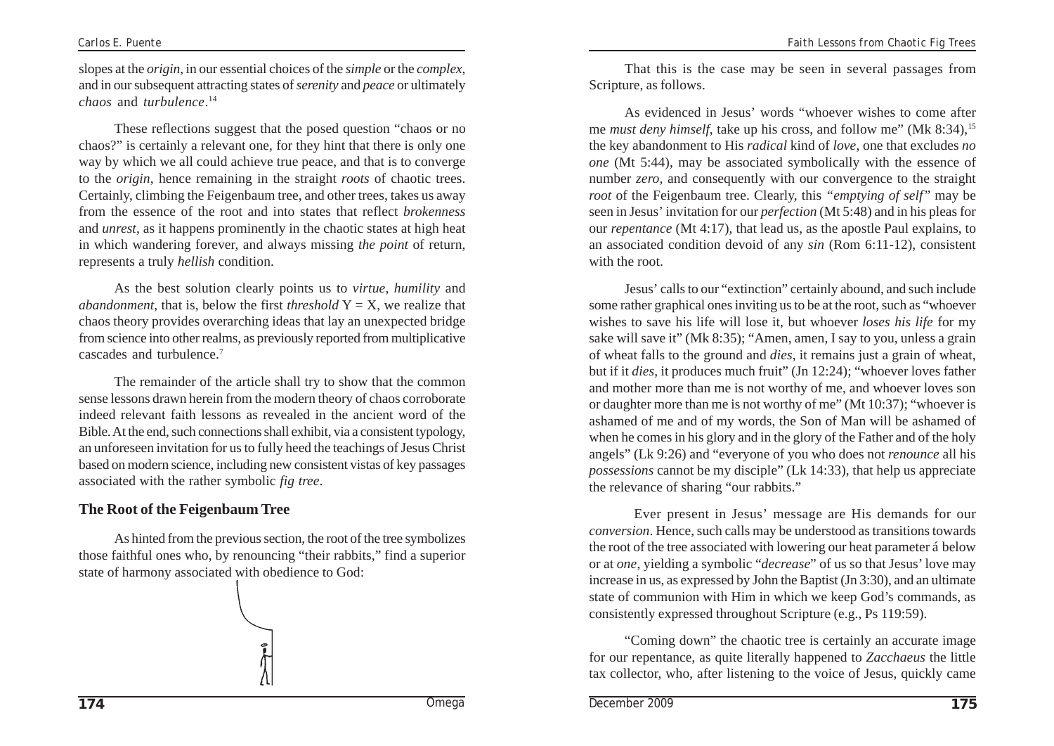slopes at the *origin*, in our essential choices of the *simple* or the *complex*, and in our subsequent attracting states of *serenity* and *peace* or ultimately *chaos* and *turbulence*.[14]

These reflections suggest that the posed question "chaos or no chaos?" is certainly a relevant one, for they hint that there is only one way by which we all could achieve true peace, and that is to converge to the *origin*, hence remaining in the straight *roots* of chaotic trees. Certainly, climbing the Feigenbaum tree, and other trees, takes us away from the essence of the root and into states that reflect *brokenness* and *unrest*, as it happens prominently in the chaotic states at high heat in which wandering forever, and always missing *the point* of return, represents a truly *hellish* condition.

As the best solution clearly points us to *virtue*, *humility* and *abandonment*, that is, below the first *threshold* $Y = X$, we realize that chaos theory provides overarching ideas that lay an unexpected bridge from science into other realms, as previously reported from multiplicative cascades and turbulence.[7]

The remainder of the article shall try to show that the common sense lessons drawn herein from the modern theory of chaos corroborate indeed relevant faith lessons as revealed in the ancient word of the Bible. At the end, such connections shall exhibit, via a consistent typology, an unforeseen invitation for us to fully heed the teachings of Jesus Christ based on modern science, including new consistent vistas of key passages associated with the rather symbolic *fig tree*.

## The Root of the Feigenbaum Tree

As hinted from the previous section, the root of the tree symbolizes those faithful ones who, by renouncing "their rabbits," find a superior state of harmony associated with obedience to God:

That this is the case may be seen in several passages from Scripture, as follows.

As evidenced in Jesus' words "whoever wishes to come after me *must deny himself*, take up his cross, and follow me" (Mk 8:34),[15] the key abandonment to His *radical* kind of *love*, one that excludes *no one* (Mt 5:44), may be associated symbolically with the essence of number *zero*, and consequently with our convergence to the straight *root* of the Feigenbaum tree. Clearly, this *"emptying of self"* may be seen in Jesus' invitation for our *perfection* (Mt 5:48) and in his pleas for our *repentance* (Mt 4:17), that lead us, as the apostle Paul explains, to an associated condition devoid of any *sin* (Rom 6:11-12), consistent with the root.

Jesus' calls to our "extinction" certainly abound, and such include some rather graphical ones inviting us to be at the root, such as "whoever wishes to save his life will lose it, but whoever *loses his life* for my sake will save it" (Mk 8:35); "Amen, amen, I say to you, unless a grain of wheat falls to the ground and *dies*, it remains just a grain of wheat, but if it *dies*, it produces much fruit" (Jn 12:24); "whoever loves father and mother more than me is not worthy of me, and whoever loves son or daughter more than me is not worthy of me" (Mt 10:37); "whoever is ashamed of me and of my words, the Son of Man will be ashamed of when he comes in his glory and in the glory of the Father and of the holy angels" (Lk 9:26) and "everyone of you who does not *renounce* all his *possessions* cannot be my disciple" (Lk 14:33), that help us appreciate the relevance of sharing "our rabbits."

Ever present in Jesus' message are His demands for our *conversion*. Hence, such calls may be understood as transitions towards the root of the tree associated with lowering our heat parameter á below or at *one*, yielding a symbolic "*decrease*" of us so that Jesus' love may increase in us, as expressed by John the Baptist (Jn 3:30), and an ultimate state of communion with Him in which we keep God's commands, as consistently expressed throughout Scripture (e.g., Ps 119:59).

"Coming down" the chaotic tree is certainly an accurate image for our repentance, as quite literally happened to *Zacchaeus* the little tax collector, who, after listening to the voice of Jesus, quickly came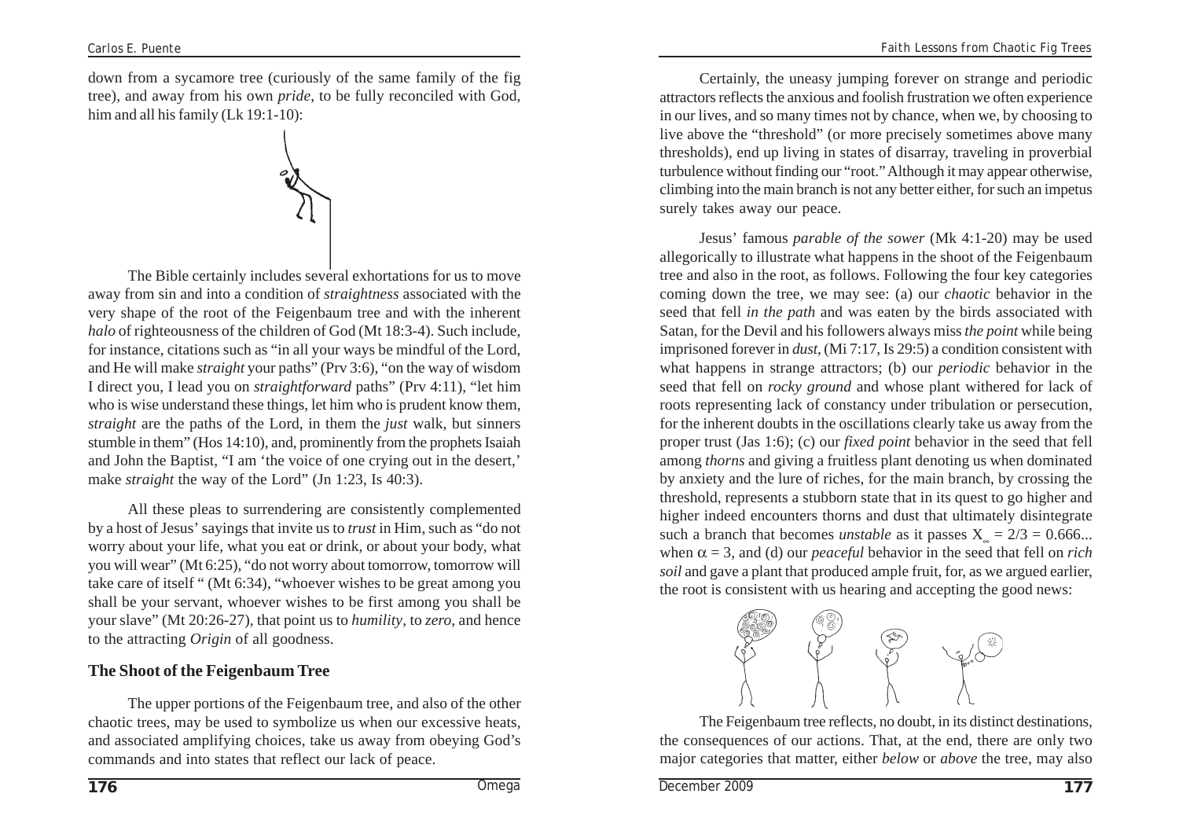down from a sycamore tree (curiously of the same family of the fig tree), and away from his own *pride*, to be fully reconciled with God, him and all his family (Lk 19:1-10):

The Bible certainly includes several exhortations for us to move away from sin and into a condition of *straightness* associated with the very shape of the root of the Feigenbaum tree and with the inherent *halo* of righteousness of the children of God (Mt 18:3-4). Such include, for instance, citations such as "in all your ways be mindful of the Lord, and He will make *straight* your paths" (Prv 3:6), "on the way of wisdom I direct you, I lead you on *straightforward* paths" (Prv 4:11), "let him who is wise understand these things, let him who is prudent know them, *straight* are the paths of the Lord, in them the *just* walk, but sinners stumble in them" (Hos 14:10), and, prominently from the prophets Isaiah and John the Baptist, "I am 'the voice of one crying out in the desert,' make *straight* the way of the Lord" (Jn 1:23, Is 40:3).

All these pleas to surrendering are consistently complemented by a host of Jesus' sayings that invite us to *trust* in Him, such as "do not worry about your life, what you eat or drink, or about your body, what you will wear" (Mt 6:25), "do not worry about tomorrow, tomorrow will take care of itself " (Mt 6:34), "whoever wishes to be great among you shall be your servant, whoever wishes to be first among you shall be your slave" (Mt 20:26-27), that point us to *humility*, to *zero*, and hence to the attracting *Origin* of all goodness.

## The Shoot of the Feigenbaum Tree

The upper portions of the Feigenbaum tree, and also of the other chaotic trees, may be used to symbolize us when our excessive heats, and associated amplifying choices, take us away from obeying God's commands and into states that reflect our lack of peace.

Certainly, the uneasy jumping forever on strange and periodic attractors reflects the anxious and foolish frustration we often experience in our lives, and so many times not by chance, when we, by choosing to live above the "threshold" (or more precisely sometimes above many thresholds), end up living in states of disarray, traveling in proverbial turbulence without finding our "root." Although it may appear otherwise, climbing into the main branch is not any better either, for such an impetus surely takes away our peace.

Jesus' famous *parable of the sower* (Mk 4:1-20) may be used allegorically to illustrate what happens in the shoot of the Feigenbaum tree and also in the root, as follows. Following the four key categories coming down the tree, we may see: (a) our *chaotic* behavior in the seed that fell *in the path* and was eaten by the birds associated with Satan, for the Devil and his followers always miss *the point* while being imprisoned forever in *dust*, (Mi 7:17, Is 29:5) a condition consistent with what happens in strange attractors; (b) our *periodic* behavior in the seed that fell on *rocky ground* and whose plant withered for lack of roots representing lack of constancy under tribulation or persecution, for the inherent doubts in the oscillations clearly take us away from the proper trust (Jas 1:6); (c) our *fixed point* behavior in the seed that fell among *thorns* and giving a fruitless plant denoting us when dominated by anxiety and the lure of riches, for the main branch, by crossing the threshold, represents a stubborn state that in its quest to go higher and higher indeed encounters thorns and dust that ultimately disintegrate such a branch that becomes *unstable* as it passes $X_\infty = 2/3 = 0.666...$ when $\alpha = 3$, and (d) our *peaceful* behavior in the seed that fell on *rich soil* and gave a plant that produced ample fruit, for, as we argued earlier, the root is consistent with us hearing and accepting the good news:

The Feigenbaum tree reflects, no doubt, in its distinct destinations, the consequences of our actions. That, at the end, there are only two major categories that matter, either *below* or *above* the tree, may also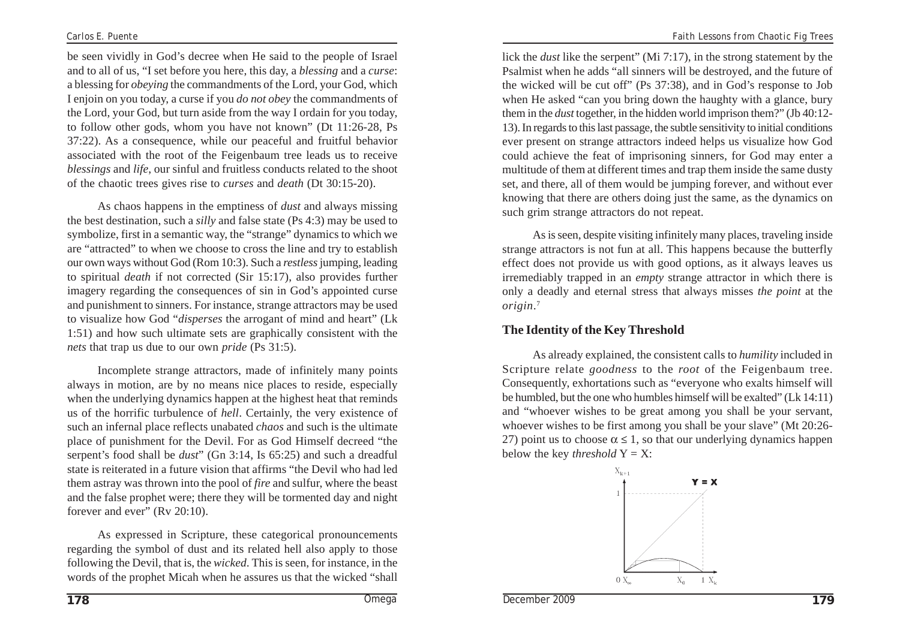be seen vividly in God's decree when He said to the people of Israel and to all of us, "I set before you here, this day, a *blessing* and a *curse*: a blessing for *obeying* the commandments of the Lord, your God, which I enjoin on you today, a curse if you *do not obey* the commandments of the Lord, your God, but turn aside from the way I ordain for you today, to follow other gods, whom you have not known" (Dt 11:26-28, Ps 37:22). As a consequence, while our peaceful and fruitful behavior associated with the root of the Feigenbaum tree leads us to receive *blessings* and *life*, our sinful and fruitless conducts related to the shoot of the chaotic trees gives rise to *curses* and *death* (Dt 30:15-20).

As chaos happens in the emptiness of *dust* and always missing the best destination, such a *silly* and false state (Ps 4:3) may be used to symbolize, first in a semantic way, the "strange" dynamics to which we are "attracted" to when we choose to cross the line and try to establish our own ways without God (Rom 10:3). Such a *restless* jumping, leading to spiritual *death* if not corrected (Sir 15:17), also provides further imagery regarding the consequences of sin in God's appointed curse and punishment to sinners. For instance, strange attractors may be used to visualize how God "*disperses* the arrogant of mind and heart" (Lk 1:51) and how such ultimate sets are graphically consistent with the *nets* that trap us due to our own *pride* (Ps 31:5).

Incomplete strange attractors, made of infinitely many points always in motion, are by no means nice places to reside, especially when the underlying dynamics happen at the highest heat that reminds us of the horrific turbulence of *hell*. Certainly, the very existence of such an infernal place reflects unabated *chaos* and such is the ultimate place of punishment for the Devil. For as God Himself decreed "the serpent's food shall be *dust*" (Gn 3:14, Is 65:25) and such a dreadful state is reiterated in a future vision that affirms "the Devil who had led them astray was thrown into the pool of *fire* and sulfur, where the beast and the false prophet were; there they will be tormented day and night forever and ever" (Rv 20:10).

As expressed in Scripture, these categorical pronouncements regarding the symbol of dust and its related hell also apply to those following the Devil, that is, the *wicked*. This is seen, for instance, in the words of the prophet Micah when he assures us that the wicked "shall lick the *dust* like the serpent" (Mi 7:17), in the strong statement by the Psalmist when he adds "all sinners will be destroyed, and the future of the wicked will be cut off" (Ps 37:38), and in God's response to Job when He asked "can you bring down the haughty with a glance, bury them in the *dust* together, in the hidden world imprison them?" (Jb 40:12-13). In regards to this last passage, the subtle sensitivity to initial conditions ever present on strange attractors indeed helps us visualize how God could achieve the feat of imprisoning sinners, for God may enter a multitude of them at different times and trap them inside the same dusty set, and there, all of them would be jumping forever, and without ever knowing that there are others doing just the same, as the dynamics on such grim strange attractors do not repeat.

As is seen, despite visiting infinitely many places, traveling inside strange attractors is not fun at all. This happens because the butterfly effect does not provide us with good options, as it always leaves us irremediably trapped in an *empty* strange attractor in which there is only a deadly and eternal stress that always misses *the point* at the *origin*.[7]

## The Identity of the Key Threshold

As already explained, the consistent calls to *humility* included in Scripture relate *goodness* to the *root* of the Feigenbaum tree. Consequently, exhortations such as "everyone who exalts himself will be humbled, but the one who humbles himself will be exalted" (Lk 14:11) and "whoever wishes to be great among you shall be your servant, whoever wishes to be first among you shall be your slave" (Mt 20:26-27) point us to choose $\alpha \leq 1$, so that our underlying dynamics happen below the key *threshold* $Y = X$: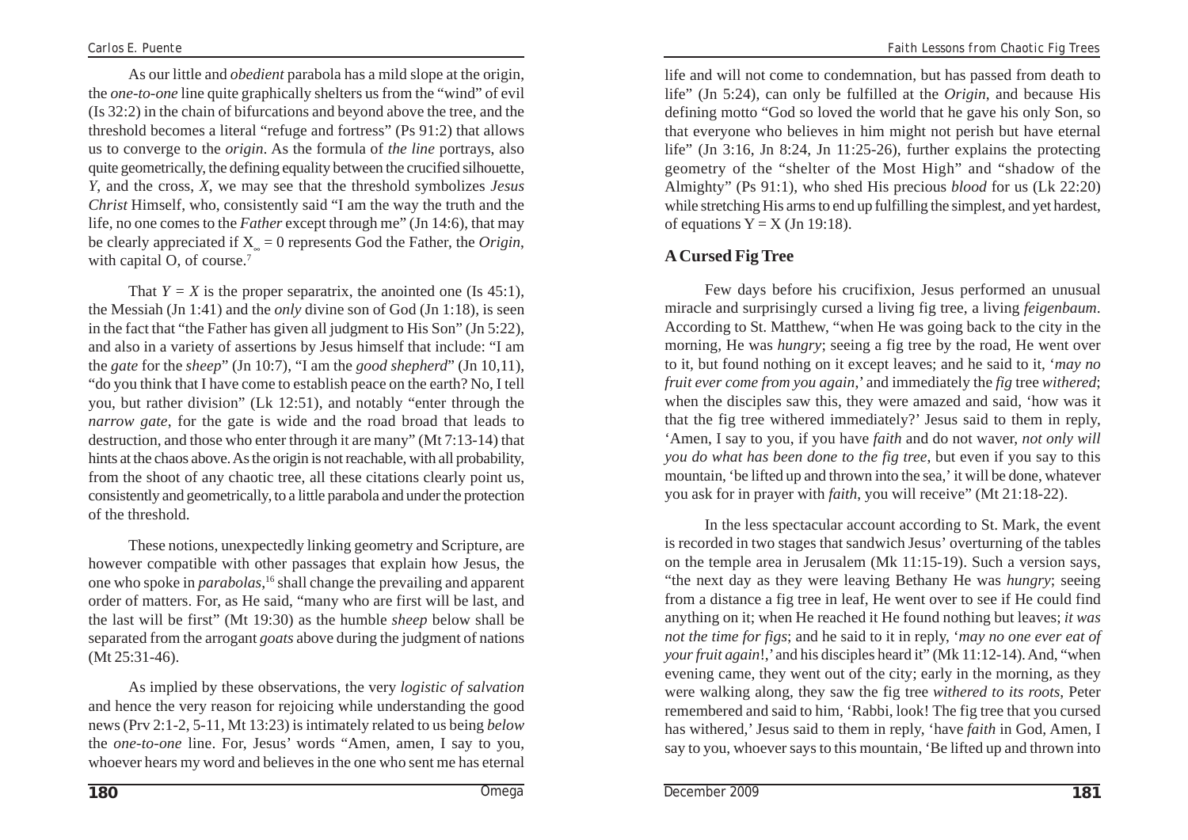As our little and *obedient* parabola has a mild slope at the origin, the *one-to-one* line quite graphically shelters us from the "wind" of evil (Is 32:2) in the chain of bifurcations and beyond above the tree, and the threshold becomes a literal "refuge and fortress" (Ps 91:2) that allows us to converge to the *origin*. As the formula of *the line* portrays, also quite geometrically, the defining equality between the crucified silhouette, *Y*, and the cross, *X*, we may see that the threshold symbolizes *Jesus Christ* Himself, who, consistently said "I am the way the truth and the life, no one comes to the *Father* except through me" (Jn 14:6), that may be clearly appreciated if $X_\infty = 0$ represents God the Father, the *Origin*, with capital O, of course.[7]

That $Y = X$ is the proper separatrix, the anointed one (Is 45:1), the Messiah (Jn 1:41) and the *only* divine son of God (Jn 1:18), is seen in the fact that "the Father has given all judgment to His Son" (Jn 5:22), and also in a variety of assertions by Jesus himself that include: "I am the *gate* for the *sheep*" (Jn 10:7), "I am the *good shepherd*" (Jn 10,11), "do you think that I have come to establish peace on the earth? No, I tell you, but rather division" (Lk 12:51), and notably "enter through the *narrow gate*, for the gate is wide and the road broad that leads to destruction, and those who enter through it are many" (Mt 7:13-14) that hints at the chaos above. As the origin is not reachable, with all probability, from the shoot of any chaotic tree, all these citations clearly point us, consistently and geometrically, to a little parabola and under the protection of the threshold.

These notions, unexpectedly linking geometry and Scripture, are however compatible with other passages that explain how Jesus, the one who spoke in *parabolas*,[16] shall change the prevailing and apparent order of matters. For, as He said, "many who are first will be last, and the last will be first" (Mt 19:30) as the humble *sheep* below shall be separated from the arrogant *goats* above during the judgment of nations (Mt 25:31-46).

As implied by these observations, the very *logistic of salvation* and hence the very reason for rejoicing while understanding the good news (Prv 2:1-2, 5-11, Mt 13:23) is intimately related to us being *below* the *one-to-one* line. For, Jesus' words "Amen, amen, I say to you, whoever hears my word and believes in the one who sent me has eternal life and will not come to condemnation, but has passed from death to life" (Jn 5:24), can only be fulfilled at the *Origin*, and because His defining motto "God so loved the world that he gave his only Son, so that everyone who believes in him might not perish but have eternal life" (Jn 3:16, Jn 8:24, Jn 11:25-26), further explains the protecting geometry of the "shelter of the Most High" and "shadow of the Almighty" (Ps 91:1), who shed His precious *blood* for us (Lk 22:20) while stretching His arms to end up fulfilling the simplest, and yet hardest, of equations $Y = X$ (Jn 19:18).

## A Cursed Fig Tree

Few days before his crucifixion, Jesus performed an unusual miracle and surprisingly cursed a living fig tree, a living *feigenbaum*. According to St. Matthew, "when He was going back to the city in the morning, He was *hungry*; seeing a fig tree by the road, He went over to it, but found nothing on it except leaves; and he said to it, '*may no fruit ever come from you again*,' and immediately the *fig* tree *withered*; when the disciples saw this, they were amazed and said, 'how was it that the fig tree withered immediately?' Jesus said to them in reply, 'Amen, I say to you, if you have *faith* and do not waver, *not only will you do what has been done to the fig tree*, but even if you say to this mountain, 'be lifted up and thrown into the sea,' it will be done, whatever you ask for in prayer with *faith*, you will receive" (Mt 21:18-22).

In the less spectacular account according to St. Mark, the event is recorded in two stages that sandwich Jesus' overturning of the tables on the temple area in Jerusalem (Mk 11:15-19). Such a version says, "the next day as they were leaving Bethany He was *hungry*; seeing from a distance a fig tree in leaf, He went over to see if He could find anything on it; when He reached it He found nothing but leaves; *it was not the time for figs*; and he said to it in reply, '*may no one ever eat of your fruit again*!,' and his disciples heard it" (Mk 11:12-14). And, "when evening came, they went out of the city; early in the morning, as they were walking along, they saw the fig tree *withered to its roots*, Peter remembered and said to him, 'Rabbi, look! The fig tree that you cursed has withered,' Jesus said to them in reply, 'have *faith* in God, Amen, I say to you, whoever says to this mountain, 'Be lifted up and thrown into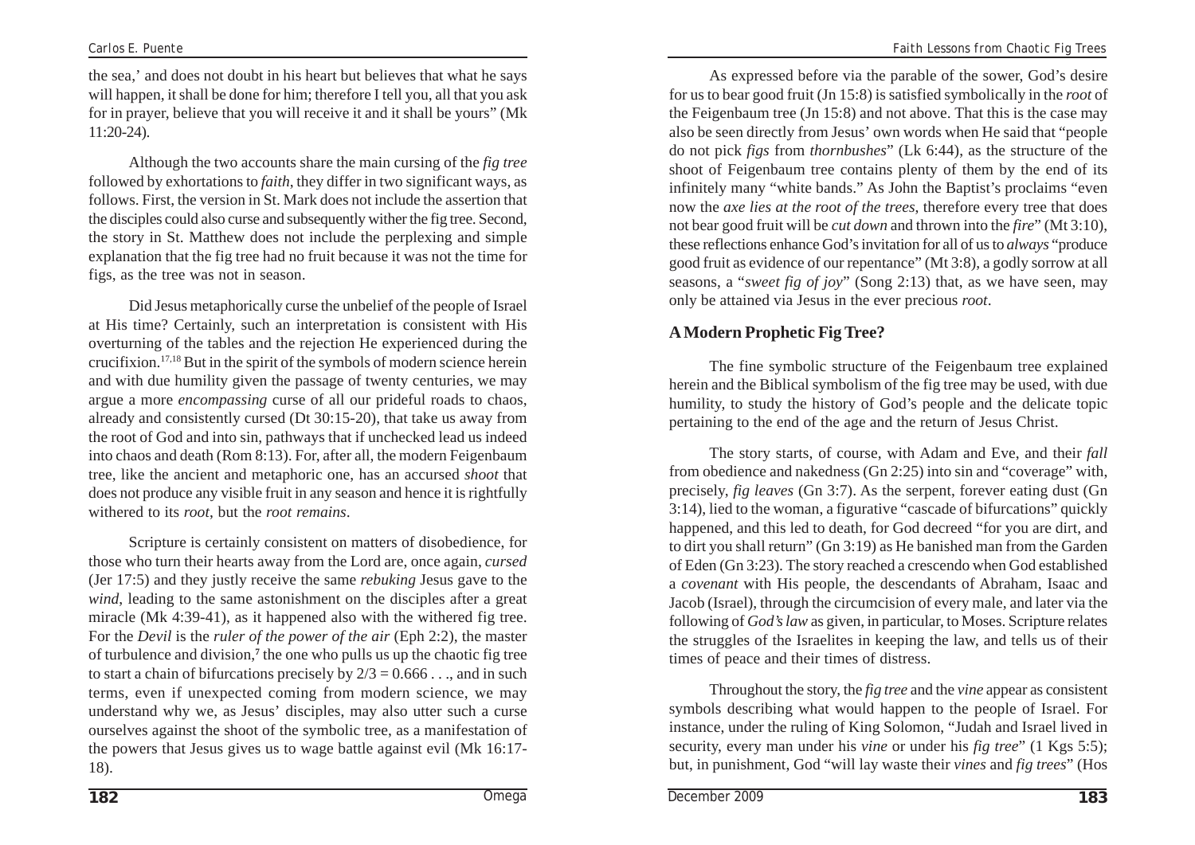the sea,' and does not doubt in his heart but believes that what he says will happen, it shall be done for him; therefore I tell you, all that you ask for in prayer, believe that you will receive it and it shall be yours" (Mk 11:20-24).

Although the two accounts share the main cursing of the *fig tree* followed by exhortations to *faith*, they differ in two significant ways, as follows. First, the version in St. Mark does not include the assertion that the disciples could also curse and subsequently wither the fig tree. Second, the story in St. Matthew does not include the perplexing and simple explanation that the fig tree had no fruit because it was not the time for figs, as the tree was not in season.

Did Jesus metaphorically curse the unbelief of the people of Israel at His time? Certainly, such an interpretation is consistent with His overturning of the tables and the rejection He experienced during the crucifixion.[17,18] But in the spirit of the symbols of modern science herein and with due humility given the passage of twenty centuries, we may argue a more *encompassing* curse of all our prideful roads to chaos, already and consistently cursed (Dt 30:15-20), that take us away from the root of God and into sin, pathways that if unchecked lead us indeed into chaos and death (Rom 8:13). For, after all, the modern Feigenbaum tree, like the ancient and metaphoric one, has an accursed *shoot* that does not produce any visible fruit in any season and hence it is rightfully withered to its *root*, but the *root remains*.

Scripture is certainly consistent on matters of disobedience, for those who turn their hearts away from the Lord are, once again, *cursed* (Jer 17:5) and they justly receive the same *rebuking* Jesus gave to the *wind*, leading to the same astonishment on the disciples after a great miracle (Mk 4:39-41), as it happened also with the withered fig tree. For the *Devil* is the *ruler of the power of the air* (Eph 2:2), the master of turbulence and division,[7] the one who pulls us up the chaotic fig tree to start a chain of bifurcations precisely by $2/3 = 0.666\ldots$, and in such terms, even if unexpected coming from modern science, we may understand why we, as Jesus' disciples, may also utter such a curse ourselves against the shoot of the symbolic tree, as a manifestation of the powers that Jesus gives us to wage battle against evil (Mk 16:17-18).

As expressed before via the parable of the sower, God's desire for us to bear good fruit (Jn 15:8) is satisfied symbolically in the *root* of the Feigenbaum tree (Jn 15:8) and not above. That this is the case may also be seen directly from Jesus' own words when He said that "people do not pick *figs* from *thornbushes*" (Lk 6:44), as the structure of the shoot of Feigenbaum tree contains plenty of them by the end of its infinitely many "white bands." As John the Baptist's proclaims "even now the *axe lies at the root of the trees*, therefore every tree that does not bear good fruit will be *cut down* and thrown into the *fire*" (Mt 3:10), these reflections enhance God's invitation for all of us to *always* "produce good fruit as evidence of our repentance" (Mt 3:8), a godly sorrow at all seasons, a "*sweet fig of joy*" (Song 2:13) that, as we have seen, may only be attained via Jesus in the ever precious *root*.

## A Modern Prophetic Fig Tree?

The fine symbolic structure of the Feigenbaum tree explained herein and the Biblical symbolism of the fig tree may be used, with due humility, to study the history of God's people and the delicate topic pertaining to the end of the age and the return of Jesus Christ.

The story starts, of course, with Adam and Eve, and their *fall* from obedience and nakedness (Gn 2:25) into sin and "coverage" with, precisely, *fig leaves* (Gn 3:7). As the serpent, forever eating dust (Gn 3:14), lied to the woman, a figurative "cascade of bifurcations" quickly happened, and this led to death, for God decreed "for you are dirt, and to dirt you shall return" (Gn 3:19) as He banished man from the Garden of Eden (Gn 3:23). The story reached a crescendo when God established a *covenant* with His people, the descendants of Abraham, Isaac and Jacob (Israel), through the circumcision of every male, and later via the following of *God's law* as given, in particular, to Moses. Scripture relates the struggles of the Israelites in keeping the law, and tells us of their times of peace and their times of distress.

Throughout the story, the *fig tree* and the *vine* appear as consistent symbols describing what would happen to the people of Israel. For instance, under the ruling of King Solomon, "Judah and Israel lived in security, every man under his *vine* or under his *fig tree*" (1 Kgs 5:5); but, in punishment, God "will lay waste their *vines* and *fig trees*" (Hos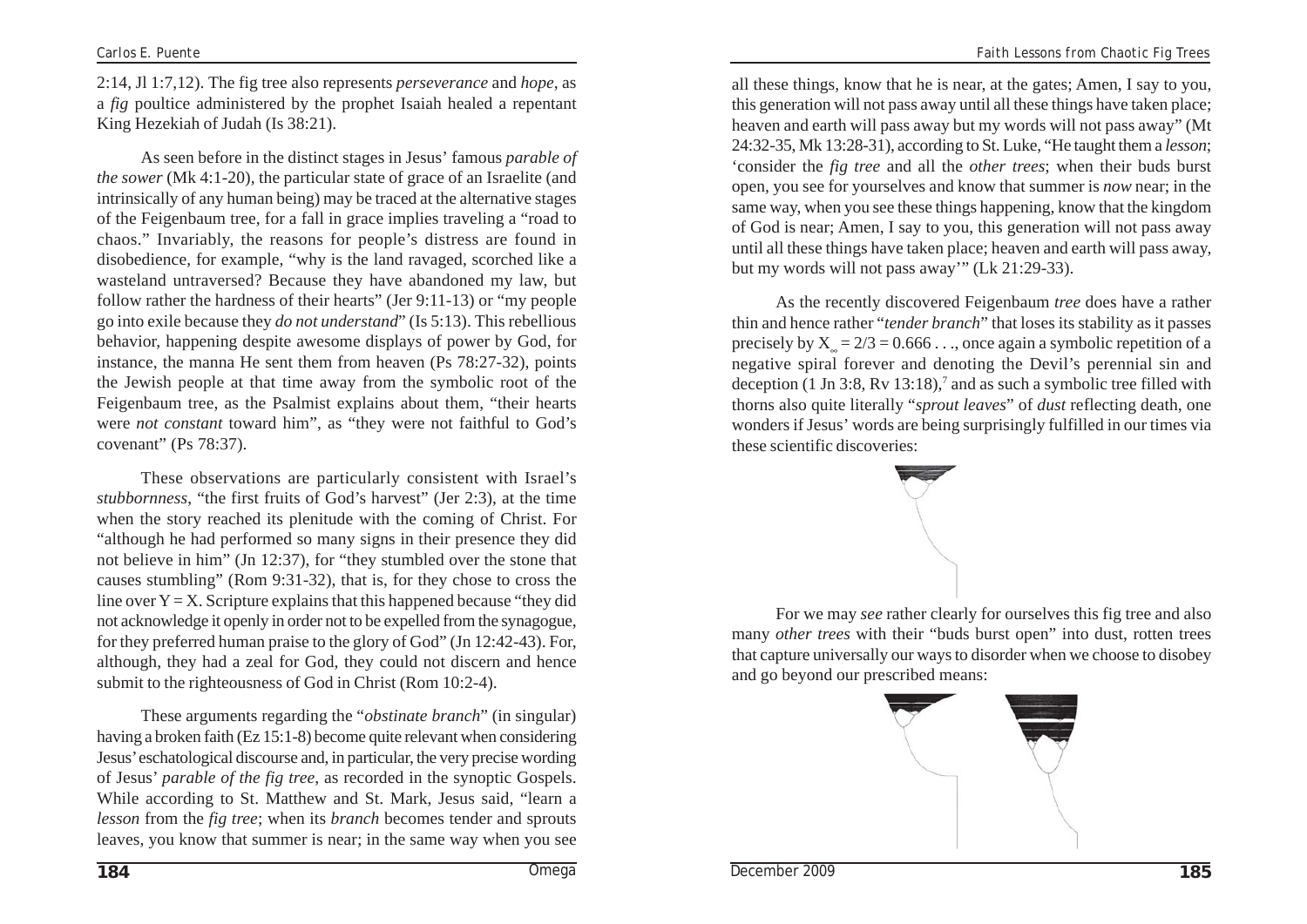2:14, Jl 1:7,12). The fig tree also represents *perseverance* and *hope*, as a *fig* poultice administered by the prophet Isaiah healed a repentant King Hezekiah of Judah (Is 38:21).

As seen before in the distinct stages in Jesus' famous *parable of the sower* (Mk 4:1-20), the particular state of grace of an Israelite (and intrinsically of any human being) may be traced at the alternative stages of the Feigenbaum tree, for a fall in grace implies traveling a "road to chaos." Invariably, the reasons for people's distress are found in disobedience, for example, "why is the land ravaged, scorched like a wasteland untraversed? Because they have abandoned my law, but follow rather the hardness of their hearts" (Jer 9:11-13) or "my people go into exile because they *do not understand*" (Is 5:13). This rebellious behavior, happening despite awesome displays of power by God, for instance, the manna He sent them from heaven (Ps 78:27-32), points the Jewish people at that time away from the symbolic root of the Feigenbaum tree, as the Psalmist explains about them, "their hearts were *not constant* toward him", as "they were not faithful to God's covenant" (Ps 78:37).

These observations are particularly consistent with Israel's *stubbornness*, "the first fruits of God's harvest" (Jer 2:3), at the time when the story reached its plenitude with the coming of Christ. For "although he had performed so many signs in their presence they did not believe in him" (Jn 12:37), for "they stumbled over the stone that causes stumbling" (Rom 9:31-32), that is, for they chose to cross the line over $Y = X$. Scripture explains that this happened because "they did not acknowledge it openly in order not to be expelled from the synagogue, for they preferred human praise to the glory of God" (Jn 12:42-43). For, although, they had a zeal for God, they could not discern and hence submit to the righteousness of God in Christ (Rom 10:2-4).

These arguments regarding the "*obstinate branch*" (in singular) having a broken faith (Ez 15:1-8) become quite relevant when considering Jesus' eschatological discourse and, in particular, the very precise wording of Jesus' *parable of the fig tree*, as recorded in the synoptic Gospels. While according to St. Matthew and St. Mark, Jesus said, "learn a *lesson* from the *fig tree*; when its *branch* becomes tender and sprouts leaves, you know that summer is near; in the same way when you see all these things, know that he is near, at the gates; Amen, I say to you, this generation will not pass away until all these things have taken place; heaven and earth will pass away but my words will not pass away" (Mt 24:32-35, Mk 13:28-31), according to St. Luke, "He taught them a *lesson*; 'consider the *fig tree* and all the *other trees*; when their buds burst open, you see for yourselves and know that summer is *now* near; in the same way, when you see these things happening, know that the kingdom of God is near; Amen, I say to you, this generation will not pass away until all these things have taken place; heaven and earth will pass away, but my words will not pass away'" (Lk 21:29-33).

As the recently discovered Feigenbaum *tree* does have a rather thin and hence rather "*tender branch*" that loses its stability as it passes precisely by $X_\infty = 2/3 = 0.666\ldots$, once again a symbolic repetition of a negative spiral forever and denoting the Devil's perennial sin and deception (1 Jn 3:8, Rv 13:18),[7] and as such a symbolic tree filled with thorns also quite literally "*sprout leaves*" of *dust* reflecting death, one wonders if Jesus' words are being surprisingly fulfilled in our times via these scientific discoveries:

For we may *see* rather clearly for ourselves this fig tree and also many *other trees* with their "buds burst open" into dust, rotten trees that capture universally our ways to disorder when we choose to disobey and go beyond our prescribed means: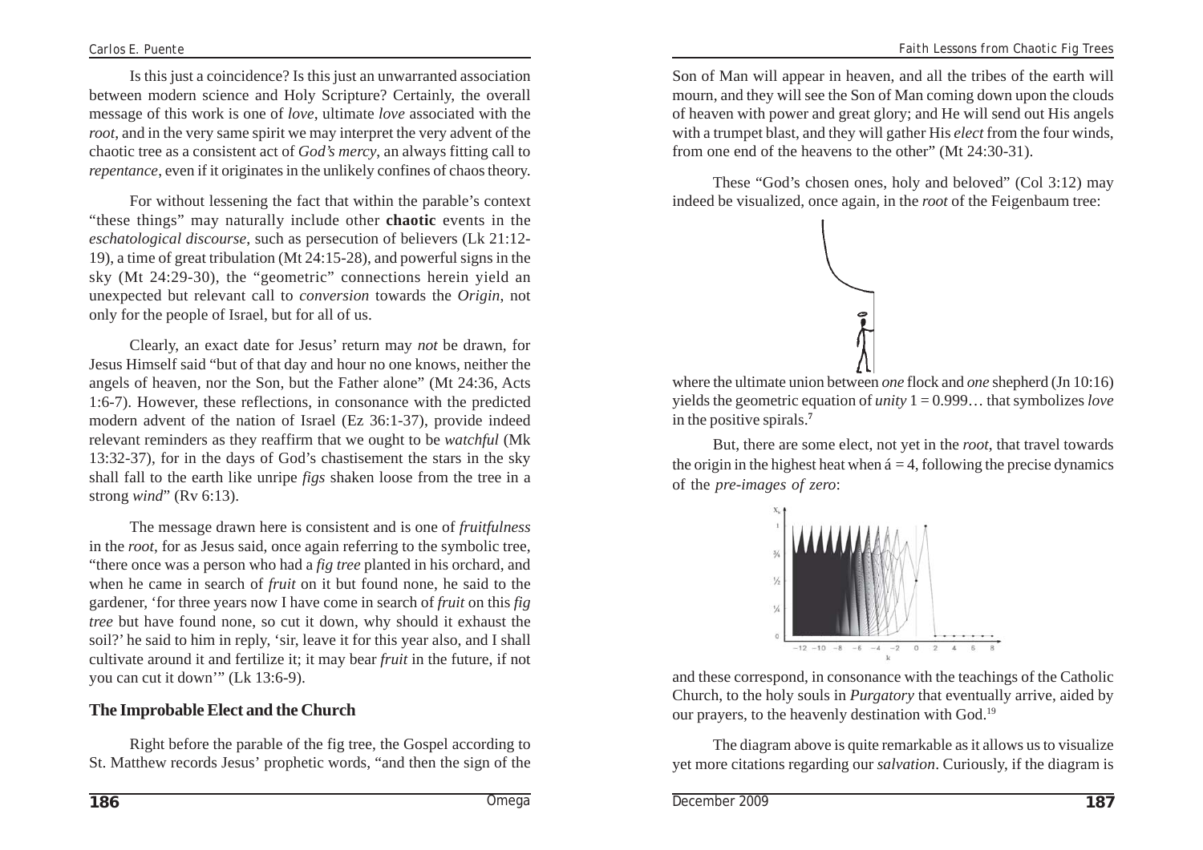Is this just a coincidence? Is this just an unwarranted association between modern science and Holy Scripture? Certainly, the overall message of this work is one of *love*, ultimate *love* associated with the *root*, and in the very same spirit we may interpret the very advent of the chaotic tree as a consistent act of *God's mercy*, an always fitting call to *repentance*, even if it originates in the unlikely confines of chaos theory.

For without lessening the fact that within the parable's context "these things" may naturally include other **chaotic** events in the *eschatological discourse*, such as persecution of believers (Lk 21:12-19), a time of great tribulation (Mt 24:15-28), and powerful signs in the sky (Mt 24:29-30), the "geometric" connections herein yield an unexpected but relevant call to *conversion* towards the *Origin*, not only for the people of Israel, but for all of us.

Clearly, an exact date for Jesus' return may *not* be drawn, for Jesus Himself said "but of that day and hour no one knows, neither the angels of heaven, nor the Son, but the Father alone" (Mt 24:36, Acts 1:6-7). However, these reflections, in consonance with the predicted modern advent of the nation of Israel (Ez 36:1-37), provide indeed relevant reminders as they reaffirm that we ought to be *watchful* (Mk 13:32-37), for in the days of God's chastisement the stars in the sky shall fall to the earth like unripe *figs* shaken loose from the tree in a strong *wind*" (Rv 6:13).

The message drawn here is consistent and is one of *fruitfulness* in the *root*, for as Jesus said, once again referring to the symbolic tree, "there once was a person who had a *fig tree* planted in his orchard, and when he came in search of *fruit* on it but found none, he said to the gardener, 'for three years now I have come in search of *fruit* on this *fig tree* but have found none, so cut it down, why should it exhaust the soil?' he said to him in reply, 'sir, leave it for this year also, and I shall cultivate around it and fertilize it; it may bear *fruit* in the future, if not you can cut it down'" (Lk 13:6-9).

## The Improbable Elect and the Church

Right before the parable of the fig tree, the Gospel according to St. Matthew records Jesus' prophetic words, "and then the sign of the Son of Man will appear in heaven, and all the tribes of the earth will mourn, and they will see the Son of Man coming down upon the clouds of heaven with power and great glory; and He will send out His angels with a trumpet blast, and they will gather His *elect* from the four winds, from one end of the heavens to the other" (Mt 24:30-31).

These "God's chosen ones, holy and beloved" (Col 3:12) may indeed be visualized, once again, in the *root* of the Feigenbaum tree:

where the ultimate union between *one* flock and *one* shepherd (Jn 10:16) yields the geometric equation of *unity* $1 = 0.999\ldots$ that symbolizes *love* in the positive spirals.[7]

But, there are some elect, not yet in the *root*, that travel towards the origin in the highest heat when $\acute{a} = 4$, following the precise dynamics of the *pre-images of zero*:

and these correspond, in consonance with the teachings of the Catholic Church, to the holy souls in *Purgatory* that eventually arrive, aided by our prayers, to the heavenly destination with God.[19]

The diagram above is quite remarkable as it allows us to visualize yet more citations regarding our *salvation*. Curiously, if the diagram is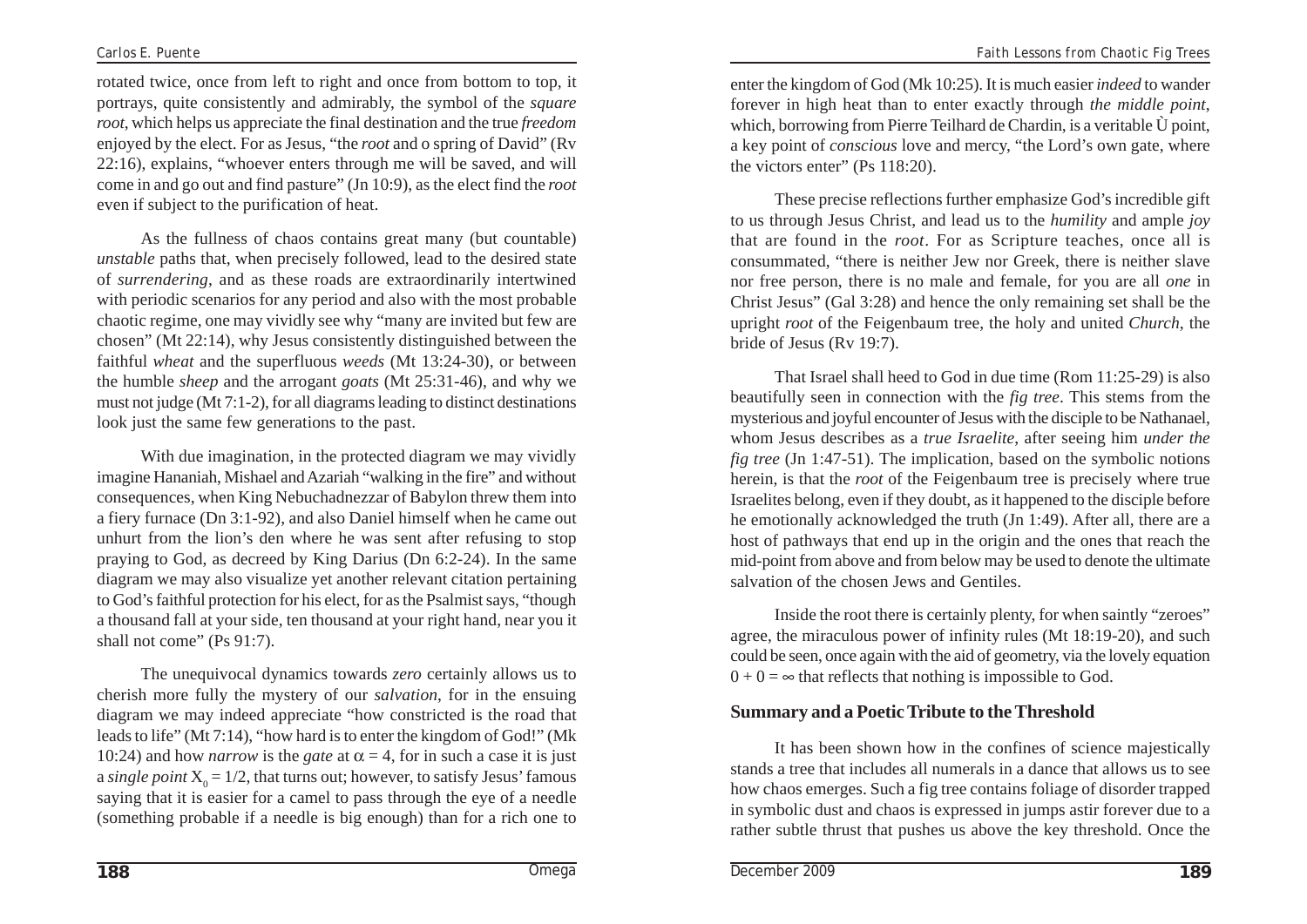rotated twice, once from left to right and once from bottom to top, it portrays, quite consistently and admirably, the symbol of the *square root*, which helps us appreciate the final destination and the true *freedom* enjoyed by the elect. For as Jesus, "the *root* and o spring of David" (Rv 22:16), explains, "whoever enters through me will be saved, and will come in and go out and find pasture" (Jn 10:9), as the elect find the *root* even if subject to the purification of heat.

As the fullness of chaos contains great many (but countable) *unstable* paths that, when precisely followed, lead to the desired state of *surrendering*, and as these roads are extraordinarily intertwined with periodic scenarios for any period and also with the most probable chaotic regime, one may vividly see why "many are invited but few are chosen" (Mt 22:14), why Jesus consistently distinguished between the faithful *wheat* and the superfluous *weeds* (Mt 13:24-30), or between the humble *sheep* and the arrogant *goats* (Mt 25:31-46), and why we must not judge (Mt 7:1-2), for all diagrams leading to distinct destinations look just the same few generations to the past.

With due imagination, in the protected diagram we may vividly imagine Hananiah, Mishael and Azariah "walking in the fire" and without consequences, when King Nebuchadnezzar of Babylon threw them into a fiery furnace (Dn 3:1-92), and also Daniel himself when he came out unhurt from the lion's den where he was sent after refusing to stop praying to God, as decreed by King Darius (Dn 6:2-24). In the same diagram we may also visualize yet another relevant citation pertaining to God's faithful protection for his elect, for as the Psalmist says, "though a thousand fall at your side, ten thousand at your right hand, near you it shall not come" (Ps 91:7).

The unequivocal dynamics towards *zero* certainly allows us to cherish more fully the mystery of our *salvation*, for in the ensuing diagram we may indeed appreciate "how constricted is the road that leads to life" (Mt 7:14), "how hard is to enter the kingdom of God!" (Mk 10:24) and how *narrow* is the *gate* at $\alpha = 4$, for in such a case it is just a *single point* $X_0 = 1/2$, that turns out; however, to satisfy Jesus' famous saying that it is easier for a camel to pass through the eye of a needle (something probable if a needle is big enough) than for a rich one to enter the kingdom of God (Mk 10:25). It is much easier *indeed* to wander forever in high heat than to enter exactly through *the middle point*, which, borrowing from Pierre Teilhard de Chardin, is a veritable Ù point, a key point of *conscious* love and mercy, "the Lord's own gate, where the victors enter" (Ps 118:20).

These precise reflections further emphasize God's incredible gift to us through Jesus Christ, and lead us to the *humility* and ample *joy* that are found in the *root*. For as Scripture teaches, once all is consummated, "there is neither Jew nor Greek, there is neither slave nor free person, there is no male and female, for you are all *one* in Christ Jesus" (Gal 3:28) and hence the only remaining set shall be the upright *root* of the Feigenbaum tree, the holy and united *Church*, the bride of Jesus (Rv 19:7).

That Israel shall heed to God in due time (Rom 11:25-29) is also beautifully seen in connection with the *fig tree*. This stems from the mysterious and joyful encounter of Jesus with the disciple to be Nathanael, whom Jesus describes as a *true Israelite*, after seeing him *under the fig tree* (Jn 1:47-51). The implication, based on the symbolic notions herein, is that the *root* of the Feigenbaum tree is precisely where true Israelites belong, even if they doubt, as it happened to the disciple before he emotionally acknowledged the truth (Jn 1:49). After all, there are a host of pathways that end up in the origin and the ones that reach the mid-point from above and from below may be used to denote the ultimate salvation of the chosen Jews and Gentiles.

Inside the root there is certainly plenty, for when saintly "zeroes" agree, the miraculous power of infinity rules (Mt 18:19-20), and such could be seen, once again with the aid of geometry, via the lovely equation $0 + 0 = \infty$ that reflects that nothing is impossible to God.

## Summary and a Poetic Tribute to the Threshold

It has been shown how in the confines of science majestically stands a tree that includes all numerals in a dance that allows us to see how chaos emerges. Such a fig tree contains foliage of disorder trapped in symbolic dust and chaos is expressed in jumps astir forever due to a rather subtle thrust that pushes us above the key threshold. Once the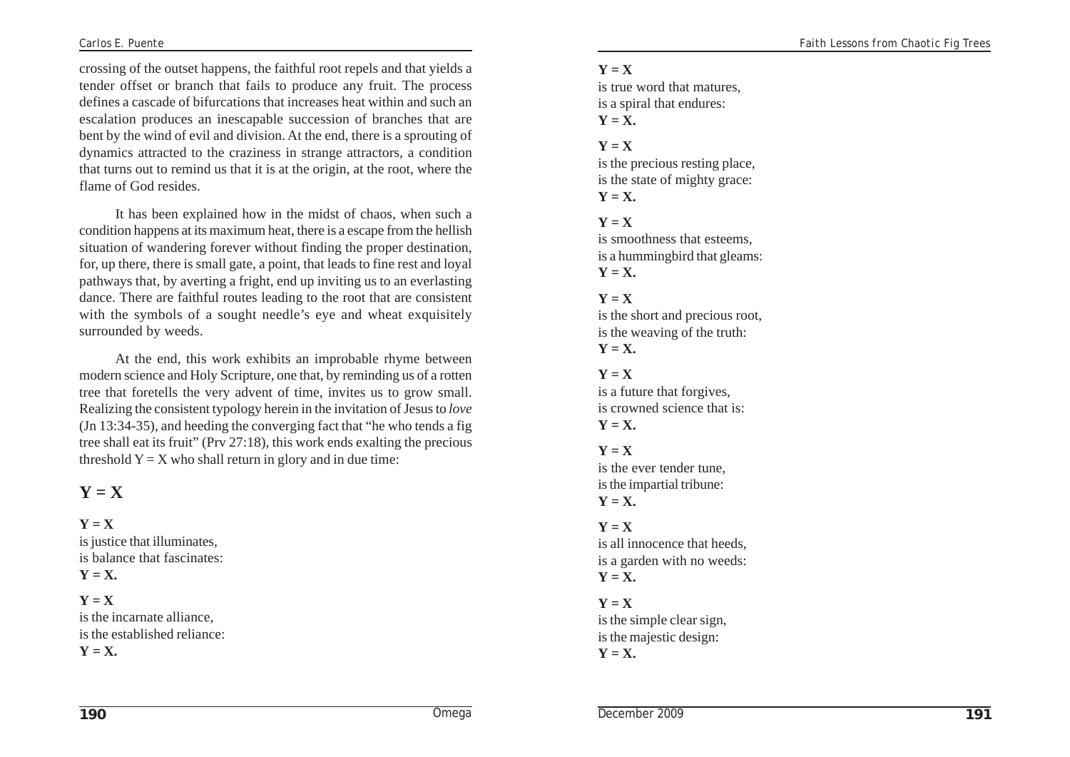crossing of the outset happens, the faithful root repels and that yields a tender offset or branch that fails to produce any fruit. The process defines a cascade of bifurcations that increases heat within and such an escalation produces an inescapable succession of branches that are bent by the wind of evil and division. At the end, there is a sprouting of dynamics attracted to the craziness in strange attractors, a condition that turns out to remind us that it is at the origin, at the root, where the flame of God resides.

It has been explained how in the midst of chaos, when such a condition happens at its maximum heat, there is a escape from the hellish situation of wandering forever without finding the proper destination, for, up there, there is small gate, a point, that leads to fine rest and loyal pathways that, by averting a fright, end up inviting us to an everlasting dance. There are faithful routes leading to the root that are consistent with the symbols of a sought needle's eye and wheat exquisitely surrounded by weeds.

At the end, this work exhibits an improbable rhyme between modern science and Holy Scripture, one that, by reminding us of a rotten tree that foretells the very advent of time, invites us to grow small. Realizing the consistent typology herein in the invitation of Jesus to *love* (Jn 13:34-35), and heeding the converging fact that "he who tends a fig tree shall eat its fruit" (Prv 27:18), this work ends exalting the precious threshold $Y = X$ who shall return in glory and in due time:

## Y = X

**Y = X**
is justice that illuminates,
is balance that fascinates:
**Y = X.**

**Y = X**
is the incarnate alliance,
is the established reliance:
**Y = X.**

**Y = X**
is true word that matures,
is a spiral that endures:
**Y = X.**

**Y = X**
is the precious resting place,
is the state of mighty grace:
**Y = X.**

**Y = X**
is smoothness that esteems,
is a hummingbird that gleams:
**Y = X.**

**Y = X**
is the short and precious root,
is the weaving of the truth:
**Y = X.**

**Y = X**
is a future that forgives,
is crowned science that is:
**Y = X.**

**Y = X**
is the ever tender tune,
is the impartial tribune:
**Y = X.**

**Y = X**
is all innocence that heeds,
is a garden with no weeds:
**Y = X.**

**Y = X**
is the simple clear sign,
is the majestic design:
**Y = X.**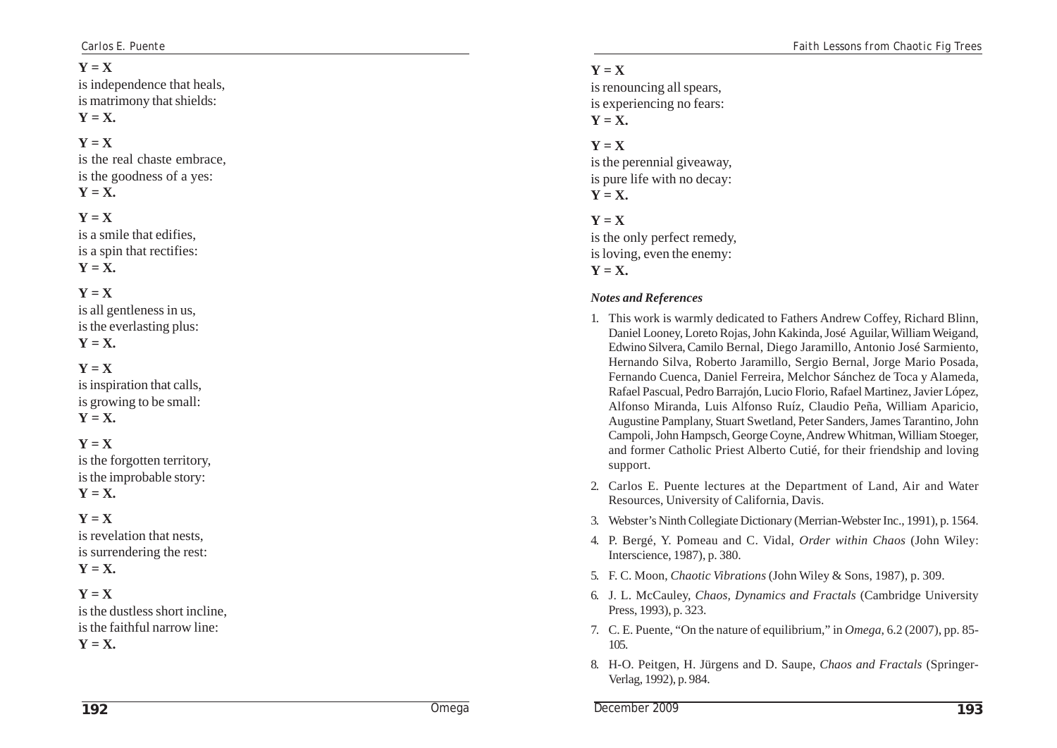**Y = X**
is independence that heals,
is matrimony that shields:
**Y = X.**

**Y = X**
is the real chaste embrace,
is the goodness of a yes:
**Y = X.**

**Y = X**
is a smile that edifies,
is a spin that rectifies:
**Y = X.**

**Y = X**
is all gentleness in us,
is the everlasting plus:
**Y = X.**

**Y = X**
is inspiration that calls,
is growing to be small:
**Y = X.**

**Y = X**
is the forgotten territory,
is the improbable story:
**Y = X.**

**Y = X**
is revelation that nests,
is surrendering the rest:
**Y = X.**

**Y = X**
is the dustless short incline,
is the faithful narrow line:
**Y = X.**

**Y = X**
is renouncing all spears,
is experiencing no fears:
**Y = X.**

**Y = X**
is the perennial giveaway,
is pure life with no decay:
**Y = X.**

**Y = X**
is the only perfect remedy,
is loving, even the enemy:
**Y = X.**

***Notes and References***

1. This work is warmly dedicated to Fathers Andrew Coffey, Richard Blinn, Daniel Looney, Loreto Rojas, John Kakinda, José Aguilar, William Weigand, Edwino Silvera, Camilo Bernal, Diego Jaramillo, Antonio José Sarmiento, Hernando Silva, Roberto Jaramillo, Sergio Bernal, Jorge Mario Posada, Fernando Cuenca, Daniel Ferreira, Melchor Sánchez de Toca y Alameda, Rafael Pascual, Pedro Barrajón, Lucio Florio, Rafael Martinez, Javier López, Alfonso Miranda, Luis Alfonso Ruíz, Claudio Peña, William Aparicio, Augustine Pamplany, Stuart Swetland, Peter Sanders, James Tarantino, John Campoli, John Hampsch, George Coyne, Andrew Whitman, William Stoeger, and former Catholic Priest Alberto Cutié, for their friendship and loving support.
2. Carlos E. Puente lectures at the Department of Land, Air and Water Resources, University of California, Davis.
3. Webster's Ninth Collegiate Dictionary (Merrian-Webster Inc., 1991), p. 1564.
4. P. Bergé, Y. Pomeau and C. Vidal, *Order within Chaos* (John Wiley: Interscience, 1987), p. 380.
5. F. C. Moon, *Chaotic Vibrations* (John Wiley & Sons, 1987), p. 309.
6. J. L. McCauley, *Chaos, Dynamics and Fractals* (Cambridge University Press, 1993), p. 323.
7. C. E. Puente, "On the nature of equilibrium," in *Omega*, 6.2 (2007), pp. 85-105.
8. H-O. Peitgen, H. Jürgens and D. Saupe, *Chaos and Fractals* (Springer-Verlag, 1992), p. 984.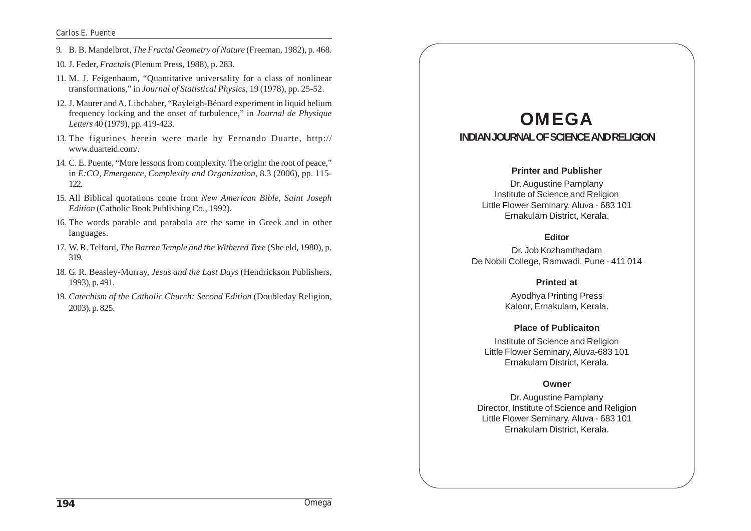9. B. B. Mandelbrot, *The Fractal Geometry of Nature* (Freeman, 1982), p. 468.
10. J. Feder, *Fractals* (Plenum Press, 1988), p. 283.
11. M. J. Feigenbaum, "Quantitative universality for a class of nonlinear transformations," in *Journal of Statistical Physics*, 19 (1978), pp. 25-52.
12. J. Maurer and A. Libchaber, "Rayleigh-Bénard experiment in liquid helium frequency locking and the onset of turbulence," in *Journal de Physique Letters* 40 (1979), pp. 419-423.
13. The figurines herein were made by Fernando Duarte, http://www.duarteid.com/.
14. C. E. Puente, "More lessons from complexity. The origin: the root of peace," in *E:CO, Emergence, Complexity and Organization*, 8.3 (2006), pp. 115-122.
15. All Biblical quotations come from *New American Bible, Saint Joseph Edition* (Catholic Book Publishing Co., 1992).
16. The words parable and parabola are the same in Greek and in other languages.
17. W. R. Telford, *The Barren Temple and the Withered Tree* (She eld, 1980), p. 319.
18. G. R. Beasley-Murray, *Jesus and the Last Days* (Hendrickson Publishers, 1993), p. 491.
19. *Catechism of the Catholic Church: Second Edition* (Doubleday Religion, 2003), p. 825.

# OMEGA

## INDIAN JOURNAL OF SCIENCE AND RELIGION

**Printer and Publisher**

Dr. Augustine Pamplany
Institute of Science and Religion
Little Flower Seminary, Aluva - 683 101
Ernakulam District, Kerala.

**Editor**

Dr. Job Kozhamthadam
De Nobili College, Ramwadi, Pune - 411 014

**Printed at**

Ayodhya Printing Press
Kaloor, Ernakulam, Kerala.

**Place of Publicaiton**

Institute of Science and Religion
Little Flower Seminary, Aluva-683 101
Ernakulam District, Kerala.

**Owner**

Dr. Augustine Pamplany
Director, Institute of Science and Religion
Little Flower Seminary, Aluva - 683 101
Ernakulam District, Kerala.